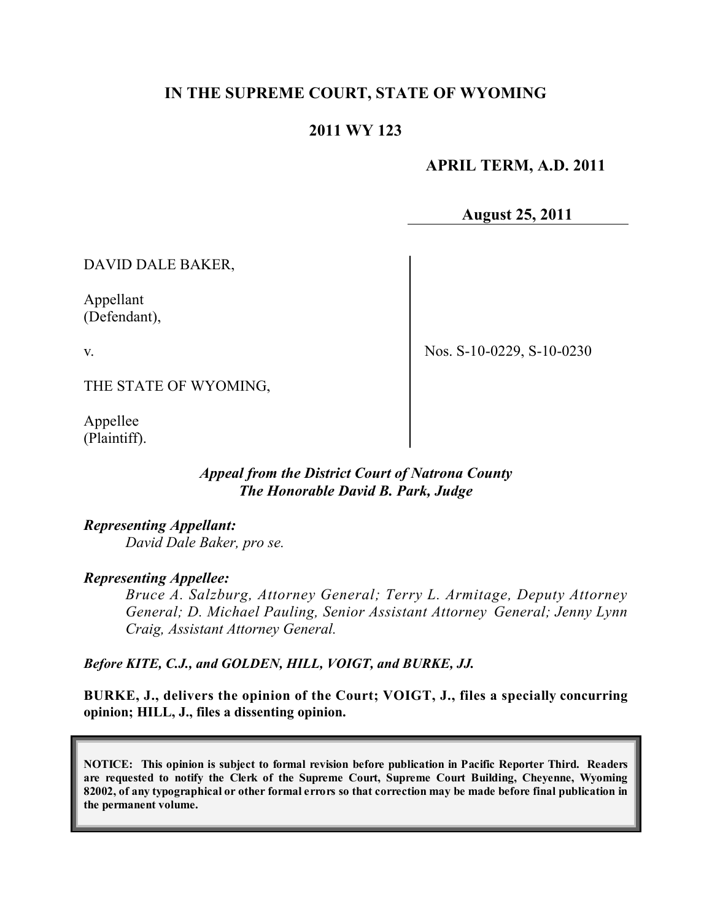# IN THE SUPREME COURT, STATE OF WYOMING

## 2011 WY 123

**APRIL TERM, A.D. 2011**

**August 25, 2011**

DAVID DALE BAKER,

Appellant
(Defendant),

v.

THE STATE OF WYOMING,

Appellee
(Plaintiff).

Nos. S-10-0229, S-10-0230

*Appeal from the District Court of Natrona County*
*The Honorable David B. Park, Judge*

***Representing Appellant:***
*David Dale Baker, pro se.*

***Representing Appellee:***
*Bruce A. Salzburg, Attorney General; Terry L. Armitage, Deputy Attorney General; D. Michael Pauling, Senior Assistant Attorney General; Jenny Lynn Craig, Assistant Attorney General.*

***Before KITE, C.J., and GOLDEN, HILL, VOIGT, and BURKE, JJ.***

**BURKE, J., delivers the opinion of the Court; VOIGT, J., files a specially concurring opinion; HILL, J., files a dissenting opinion.**

**NOTICE: This opinion is subject to formal revision before publication in Pacific Reporter Third. Readers are requested to notify the Clerk of the Supreme Court, Supreme Court Building, Cheyenne, Wyoming 82002, of any typographical or other formal errors so that correction may be made before final publication in the permanent volume.**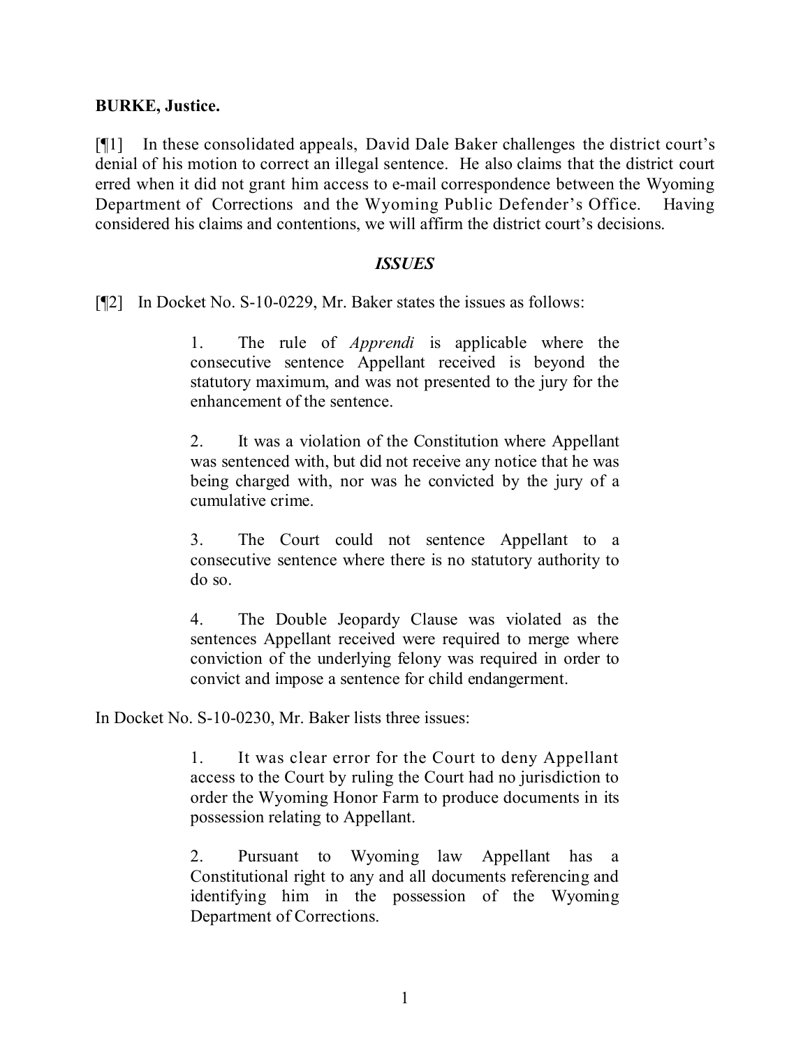**BURKE, Justice.**

[¶1] In these consolidated appeals, David Dale Baker challenges the district court's denial of his motion to correct an illegal sentence. He also claims that the district court erred when it did not grant him access to e-mail correspondence between the Wyoming Department of Corrections and the Wyoming Public Defender's Office. Having considered his claims and contentions, we will affirm the district court's decisions.

### *ISSUES*

[¶2] In Docket No. S-10-0229, Mr. Baker states the issues as follows:

> 1. The rule of *Apprendi* is applicable where the consecutive sentence Appellant received is beyond the statutory maximum, and was not presented to the jury for the enhancement of the sentence.
>
> 2. It was a violation of the Constitution where Appellant was sentenced with, but did not receive any notice that he was being charged with, nor was he convicted by the jury of a cumulative crime.
>
> 3. The Court could not sentence Appellant to a consecutive sentence where there is no statutory authority to do so.
>
> 4. The Double Jeopardy Clause was violated as the sentences Appellant received were required to merge where conviction of the underlying felony was required in order to convict and impose a sentence for child endangerment.

In Docket No. S-10-0230, Mr. Baker lists three issues:

> 1. It was clear error for the Court to deny Appellant access to the Court by ruling the Court had no jurisdiction to order the Wyoming Honor Farm to produce documents in its possession relating to Appellant.
>
> 2. Pursuant to Wyoming law Appellant has a Constitutional right to any and all documents referencing and identifying him in the possession of the Wyoming Department of Corrections.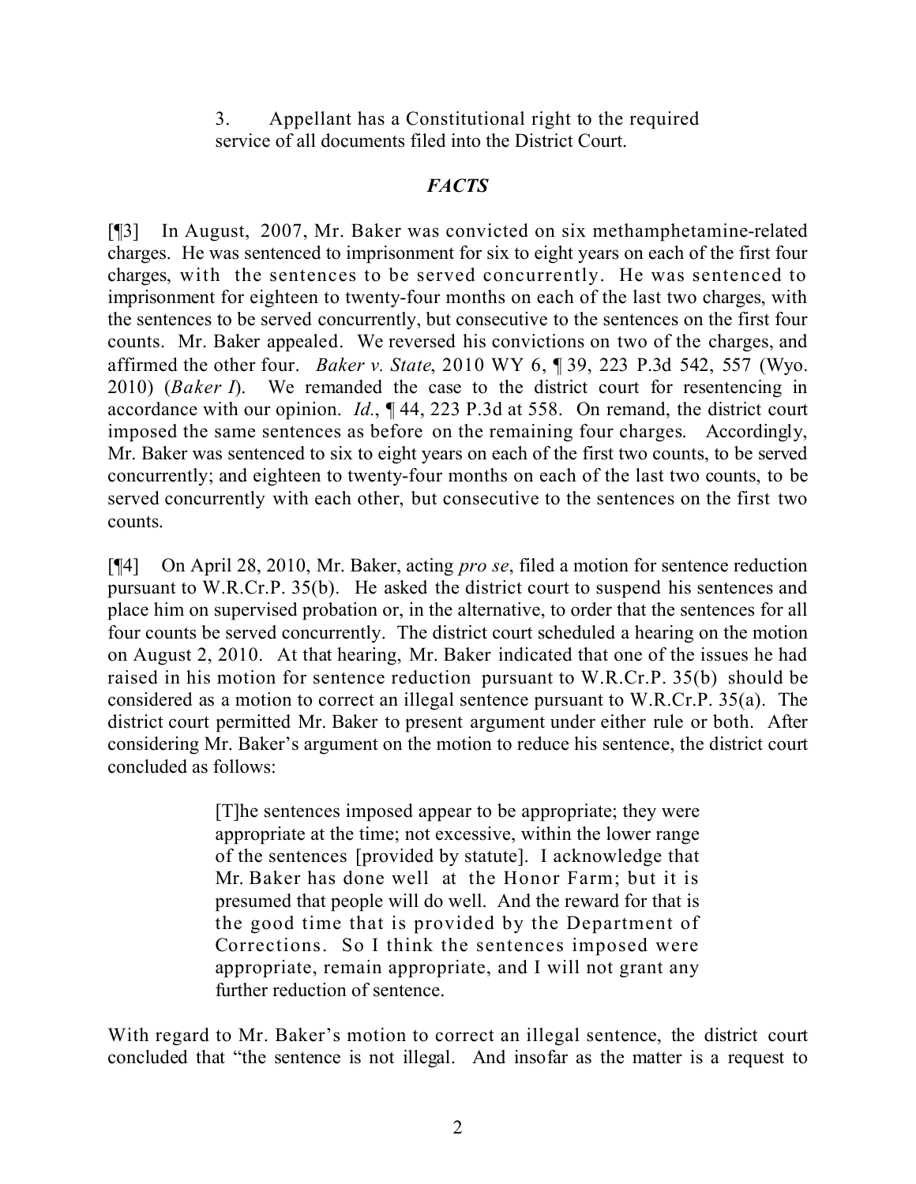3. Appellant has a Constitutional right to the required service of all documents filed into the District Court.

### *FACTS*

[¶3] In August, 2007, Mr. Baker was convicted on six methamphetamine-related charges. He was sentenced to imprisonment for six to eight years on each of the first four charges, with the sentences to be served concurrently. He was sentenced to imprisonment for eighteen to twenty-four months on each of the last two charges, with the sentences to be served concurrently, but consecutive to the sentences on the first four counts. Mr. Baker appealed. We reversed his convictions on two of the charges, and affirmed the other four. *Baker v. State*, 2010 WY 6, ¶ 39, 223 P.3d 542, 557 (Wyo. 2010) (*Baker I*). We remanded the case to the district court for resentencing in accordance with our opinion. *Id.*, ¶ 44, 223 P.3d at 558. On remand, the district court imposed the same sentences as before on the remaining four charges. Accordingly, Mr. Baker was sentenced to six to eight years on each of the first two counts, to be served concurrently; and eighteen to twenty-four months on each of the last two counts, to be served concurrently with each other, but consecutive to the sentences on the first two counts.

[¶4] On April 28, 2010, Mr. Baker, acting *pro se*, filed a motion for sentence reduction pursuant to W.R.Cr.P. 35(b). He asked the district court to suspend his sentences and place him on supervised probation or, in the alternative, to order that the sentences for all four counts be served concurrently. The district court scheduled a hearing on the motion on August 2, 2010. At that hearing, Mr. Baker indicated that one of the issues he had raised in his motion for sentence reduction pursuant to W.R.Cr.P. 35(b) should be considered as a motion to correct an illegal sentence pursuant to W.R.Cr.P. 35(a). The district court permitted Mr. Baker to present argument under either rule or both. After considering Mr. Baker's argument on the motion to reduce his sentence, the district court concluded as follows:

> [T]he sentences imposed appear to be appropriate; they were appropriate at the time; not excessive, within the lower range of the sentences [provided by statute]. I acknowledge that Mr. Baker has done well at the Honor Farm; but it is presumed that people will do well. And the reward for that is the good time that is provided by the Department of Corrections. So I think the sentences imposed were appropriate, remain appropriate, and I will not grant any further reduction of sentence.

With regard to Mr. Baker's motion to correct an illegal sentence, the district court concluded that "the sentence is not illegal. And insofar as the matter is a request to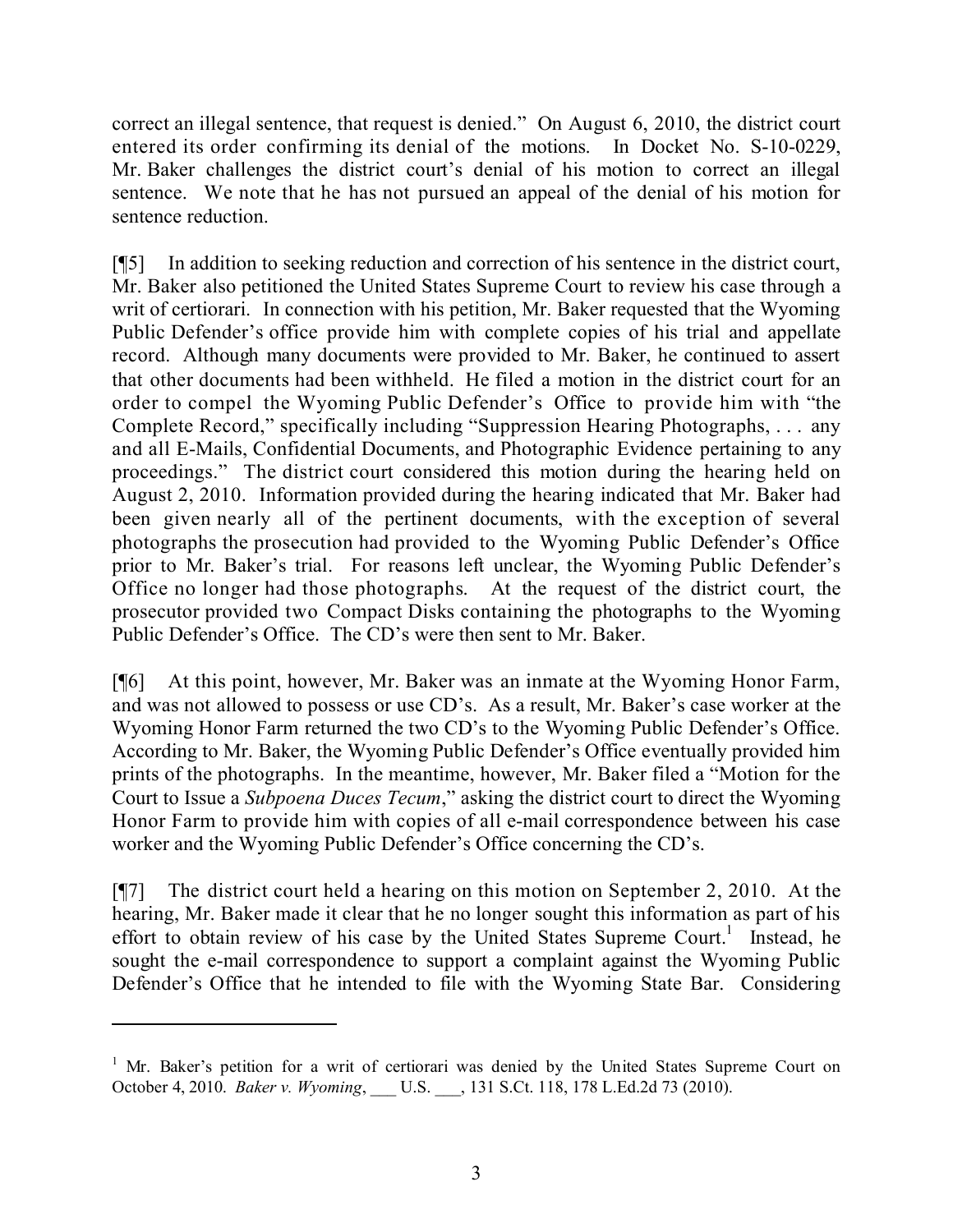correct an illegal sentence, that request is denied." On August 6, 2010, the district court entered its order confirming its denial of the motions. In Docket No. S-10-0229, Mr. Baker challenges the district court's denial of his motion to correct an illegal sentence. We note that he has not pursued an appeal of the denial of his motion for sentence reduction.

[¶5] In addition to seeking reduction and correction of his sentence in the district court, Mr. Baker also petitioned the United States Supreme Court to review his case through a writ of certiorari. In connection with his petition, Mr. Baker requested that the Wyoming Public Defender's office provide him with complete copies of his trial and appellate record. Although many documents were provided to Mr. Baker, he continued to assert that other documents had been withheld. He filed a motion in the district court for an order to compel the Wyoming Public Defender's Office to provide him with "the Complete Record," specifically including "Suppression Hearing Photographs, . . . any and all E-Mails, Confidential Documents, and Photographic Evidence pertaining to any proceedings." The district court considered this motion during the hearing held on August 2, 2010. Information provided during the hearing indicated that Mr. Baker had been given nearly all of the pertinent documents, with the exception of several photographs the prosecution had provided to the Wyoming Public Defender's Office prior to Mr. Baker's trial. For reasons left unclear, the Wyoming Public Defender's Office no longer had those photographs. At the request of the district court, the prosecutor provided two Compact Disks containing the photographs to the Wyoming Public Defender's Office. The CD's were then sent to Mr. Baker.

[¶6] At this point, however, Mr. Baker was an inmate at the Wyoming Honor Farm, and was not allowed to possess or use CD's. As a result, Mr. Baker's case worker at the Wyoming Honor Farm returned the two CD's to the Wyoming Public Defender's Office. According to Mr. Baker, the Wyoming Public Defender's Office eventually provided him prints of the photographs. In the meantime, however, Mr. Baker filed a "Motion for the Court to Issue a *Subpoena Duces Tecum*," asking the district court to direct the Wyoming Honor Farm to provide him with copies of all e-mail correspondence between his case worker and the Wyoming Public Defender's Office concerning the CD's.

[¶7] The district court held a hearing on this motion on September 2, 2010. At the hearing, Mr. Baker made it clear that he no longer sought this information as part of his effort to obtain review of his case by the United States Supreme Court.[1] Instead, he sought the e-mail correspondence to support a complaint against the Wyoming Public Defender's Office that he intended to file with the Wyoming State Bar. Considering

---

[1] Mr. Baker's petition for a writ of certiorari was denied by the United States Supreme Court on October 4, 2010. *Baker v. Wyoming*, ___ U.S. ___, 131 S.Ct. 118, 178 L.Ed.2d 73 (2010).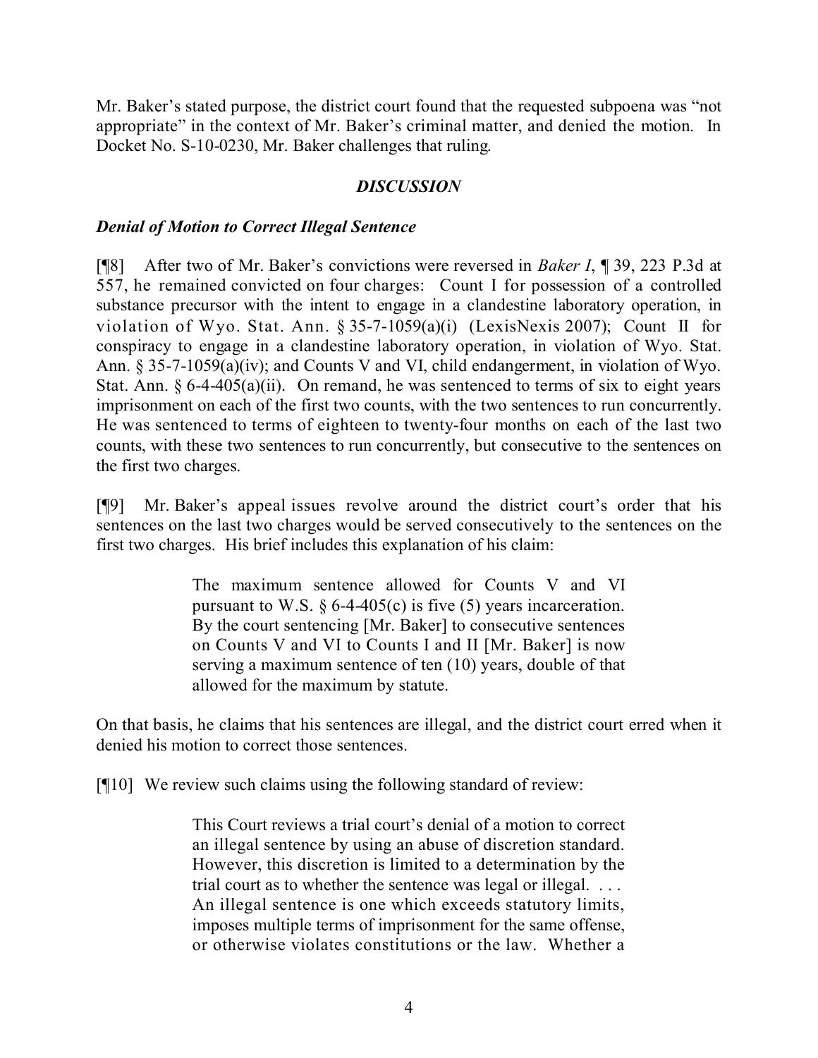Mr. Baker's stated purpose, the district court found that the requested subpoena was "not appropriate" in the context of Mr. Baker's criminal matter, and denied the motion. In Docket No. S-10-0230, Mr. Baker challenges that ruling.

## *DISCUSSION*

### *Denial of Motion to Correct Illegal Sentence*

[¶8] After two of Mr. Baker's convictions were reversed in *Baker I*, ¶ 39, 223 P.3d at 557, he remained convicted on four charges: Count I for possession of a controlled substance precursor with the intent to engage in a clandestine laboratory operation, in violation of Wyo. Stat. Ann. § 35-7-1059(a)(i) (LexisNexis 2007); Count II for conspiracy to engage in a clandestine laboratory operation, in violation of Wyo. Stat. Ann. § 35-7-1059(a)(iv); and Counts V and VI, child endangerment, in violation of Wyo. Stat. Ann. § 6-4-405(a)(ii). On remand, he was sentenced to terms of six to eight years imprisonment on each of the first two counts, with the two sentences to run concurrently. He was sentenced to terms of eighteen to twenty-four months on each of the last two counts, with these two sentences to run concurrently, but consecutive to the sentences on the first two charges.

[¶9] Mr. Baker's appeal issues revolve around the district court's order that his sentences on the last two charges would be served consecutively to the sentences on the first two charges. His brief includes this explanation of his claim:

> The maximum sentence allowed for Counts V and VI pursuant to W.S. § 6-4-405(c) is five (5) years incarceration. By the court sentencing [Mr. Baker] to consecutive sentences on Counts V and VI to Counts I and II [Mr. Baker] is now serving a maximum sentence of ten (10) years, double of that allowed for the maximum by statute.

On that basis, he claims that his sentences are illegal, and the district court erred when it denied his motion to correct those sentences.

[¶10] We review such claims using the following standard of review:

> This Court reviews a trial court's denial of a motion to correct an illegal sentence by using an abuse of discretion standard. However, this discretion is limited to a determination by the trial court as to whether the sentence was legal or illegal. . . . An illegal sentence is one which exceeds statutory limits, imposes multiple terms of imprisonment for the same offense, or otherwise violates constitutions or the law. Whether a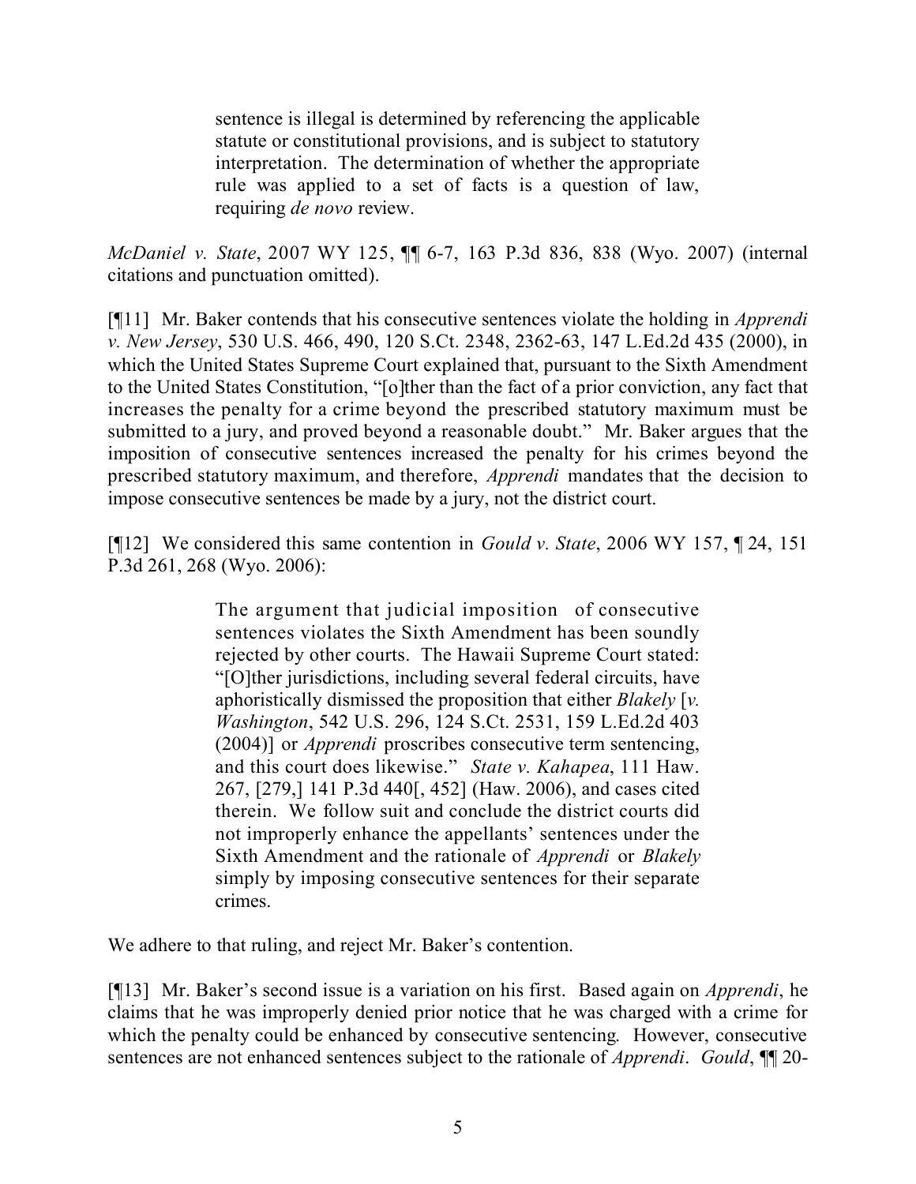> sentence is illegal is determined by referencing the applicable statute or constitutional provisions, and is subject to statutory interpretation. The determination of whether the appropriate rule was applied to a set of facts is a question of law, requiring *de novo* review.

*McDaniel v. State*, 2007 WY 125, ¶¶ 6-7, 163 P.3d 836, 838 (Wyo. 2007) (internal citations and punctuation omitted).

[¶11] Mr. Baker contends that his consecutive sentences violate the holding in *Apprendi v. New Jersey*, 530 U.S. 466, 490, 120 S.Ct. 2348, 2362-63, 147 L.Ed.2d 435 (2000), in which the United States Supreme Court explained that, pursuant to the Sixth Amendment to the United States Constitution, "[o]ther than the fact of a prior conviction, any fact that increases the penalty for a crime beyond the prescribed statutory maximum must be submitted to a jury, and proved beyond a reasonable doubt." Mr. Baker argues that the imposition of consecutive sentences increased the penalty for his crimes beyond the prescribed statutory maximum, and therefore, *Apprendi* mandates that the decision to impose consecutive sentences be made by a jury, not the district court.

[¶12] We considered this same contention in *Gould v. State*, 2006 WY 157, ¶ 24, 151 P.3d 261, 268 (Wyo. 2006):

> The argument that judicial imposition of consecutive sentences violates the Sixth Amendment has been soundly rejected by other courts. The Hawaii Supreme Court stated: "[O]ther jurisdictions, including several federal circuits, have aphoristically dismissed the proposition that either *Blakely* [*v. Washington*, 542 U.S. 296, 124 S.Ct. 2531, 159 L.Ed.2d 403 (2004)] or *Apprendi* proscribes consecutive term sentencing, and this court does likewise." *State v. Kahapea*, 111 Haw. 267, [279,] 141 P.3d 440[, 452] (Haw. 2006), and cases cited therein. We follow suit and conclude the district courts did not improperly enhance the appellants' sentences under the Sixth Amendment and the rationale of *Apprendi* or *Blakely* simply by imposing consecutive sentences for their separate crimes.

We adhere to that ruling, and reject Mr. Baker's contention.

[¶13] Mr. Baker's second issue is a variation on his first. Based again on *Apprendi*, he claims that he was improperly denied prior notice that he was charged with a crime for which the penalty could be enhanced by consecutive sentencing. However, consecutive sentences are not enhanced sentences subject to the rationale of *Apprendi*. *Gould*, ¶¶ 20-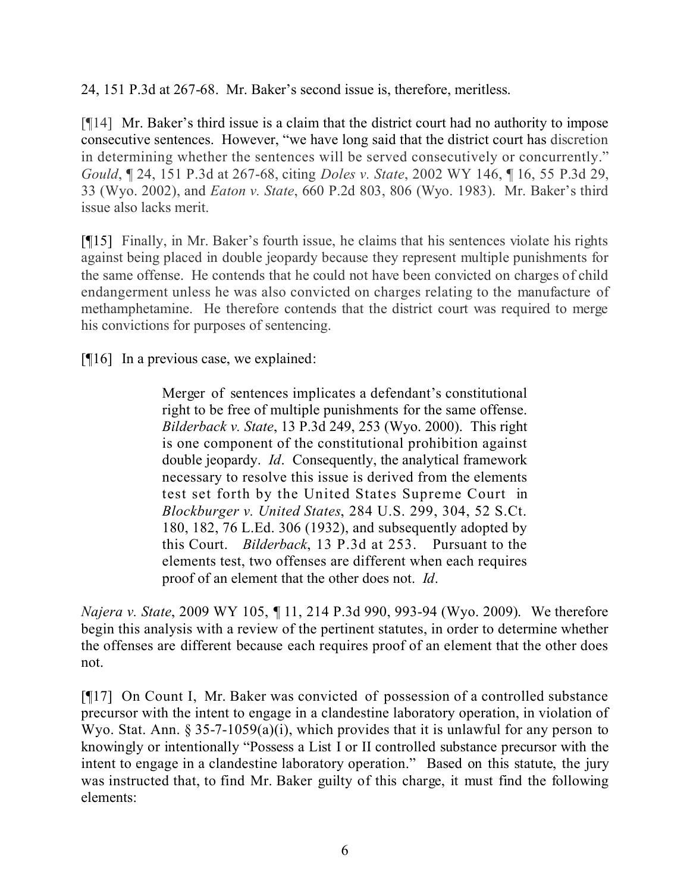24, 151 P.3d at 267-68. Mr. Baker's second issue is, therefore, meritless.

[¶14] Mr. Baker's third issue is a claim that the district court had no authority to impose consecutive sentences. However, "we have long said that the district court has discretion in determining whether the sentences will be served consecutively or concurrently." *Gould*, ¶ 24, 151 P.3d at 267-68, citing *Doles v. State*, 2002 WY 146, ¶ 16, 55 P.3d 29, 33 (Wyo. 2002), and *Eaton v. State*, 660 P.2d 803, 806 (Wyo. 1983). Mr. Baker's third issue also lacks merit.

[¶15] Finally, in Mr. Baker's fourth issue, he claims that his sentences violate his rights against being placed in double jeopardy because they represent multiple punishments for the same offense. He contends that he could not have been convicted on charges of child endangerment unless he was also convicted on charges relating to the manufacture of methamphetamine. He therefore contends that the district court was required to merge his convictions for purposes of sentencing.

[¶16] In a previous case, we explained:

> Merger of sentences implicates a defendant's constitutional right to be free of multiple punishments for the same offense. *Bilderback v. State*, 13 P.3d 249, 253 (Wyo. 2000). This right is one component of the constitutional prohibition against double jeopardy. *Id*. Consequently, the analytical framework necessary to resolve this issue is derived from the elements test set forth by the United States Supreme Court in *Blockburger v. United States*, 284 U.S. 299, 304, 52 S.Ct. 180, 182, 76 L.Ed. 306 (1932), and subsequently adopted by this Court. *Bilderback*, 13 P.3d at 253. Pursuant to the elements test, two offenses are different when each requires proof of an element that the other does not. *Id*.

*Najera v. State*, 2009 WY 105, ¶ 11, 214 P.3d 990, 993-94 (Wyo. 2009). We therefore begin this analysis with a review of the pertinent statutes, in order to determine whether the offenses are different because each requires proof of an element that the other does not.

[¶17] On Count I, Mr. Baker was convicted of possession of a controlled substance precursor with the intent to engage in a clandestine laboratory operation, in violation of Wyo. Stat. Ann. § 35-7-1059(a)(i), which provides that it is unlawful for any person to knowingly or intentionally "Possess a List I or II controlled substance precursor with the intent to engage in a clandestine laboratory operation." Based on this statute, the jury was instructed that, to find Mr. Baker guilty of this charge, it must find the following elements: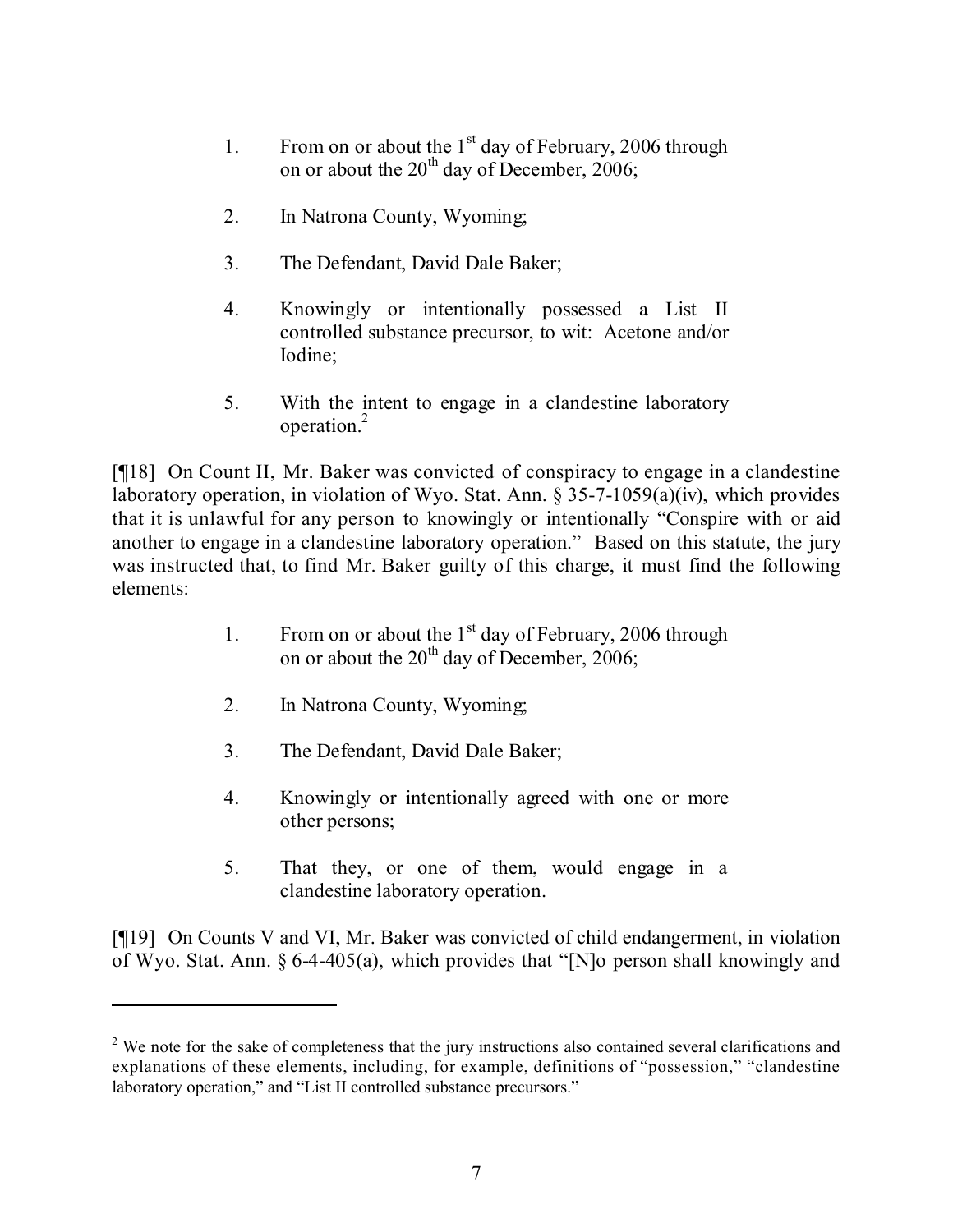1. From on or about the 1st day of February, 2006 through on or about the 20th day of December, 2006;

2. In Natrona County, Wyoming;

3. The Defendant, David Dale Baker;

4. Knowingly or intentionally possessed a List II controlled substance precursor, to wit: Acetone and/or Iodine;

5. With the intent to engage in a clandestine laboratory operation.[2]

[¶18] On Count II, Mr. Baker was convicted of conspiracy to engage in a clandestine laboratory operation, in violation of Wyo. Stat. Ann. § 35-7-1059(a)(iv), which provides that it is unlawful for any person to knowingly or intentionally "Conspire with or aid another to engage in a clandestine laboratory operation." Based on this statute, the jury was instructed that, to find Mr. Baker guilty of this charge, it must find the following elements:

1. From on or about the 1st day of February, 2006 through on or about the 20th day of December, 2006;

2. In Natrona County, Wyoming;

3. The Defendant, David Dale Baker;

4. Knowingly or intentionally agreed with one or more other persons;

5. That they, or one of them, would engage in a clandestine laboratory operation.

[¶19] On Counts V and VI, Mr. Baker was convicted of child endangerment, in violation of Wyo. Stat. Ann. § 6-4-405(a), which provides that "[N]o person shall knowingly and

---

[2] We note for the sake of completeness that the jury instructions also contained several clarifications and explanations of these elements, including, for example, definitions of "possession," "clandestine laboratory operation," and "List II controlled substance precursors."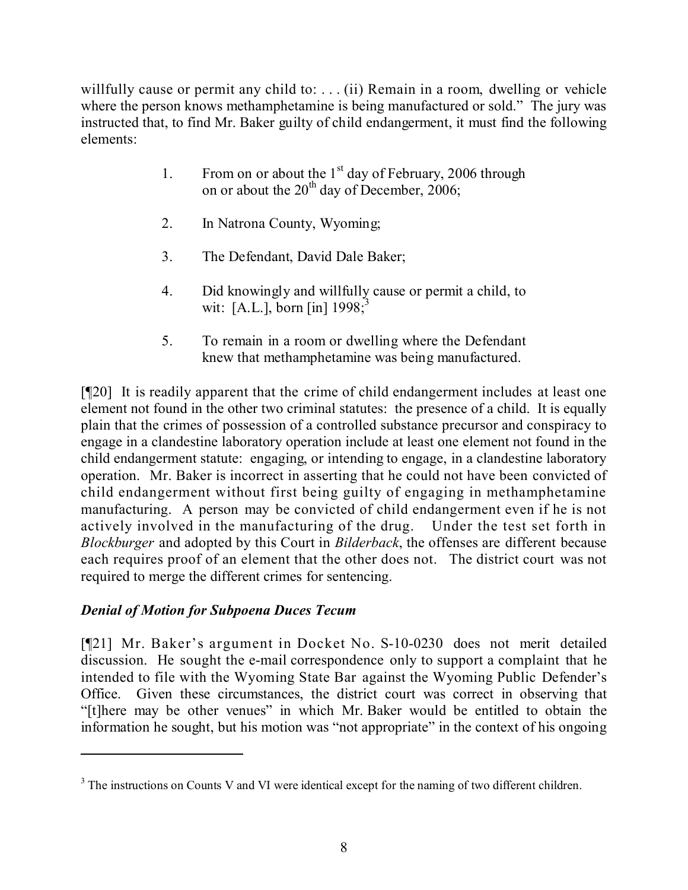willfully cause or permit any child to: . . . (ii) Remain in a room, dwelling or vehicle where the person knows methamphetamine is being manufactured or sold." The jury was instructed that, to find Mr. Baker guilty of child endangerment, it must find the following elements:

> 1. From on or about the 1st day of February, 2006 through on or about the 20th day of December, 2006;
>
> 2. In Natrona County, Wyoming;
>
> 3. The Defendant, David Dale Baker;
>
> 4. Did knowingly and willfully cause or permit a child, to wit: [A.L.], born [in] 1998;[3]
>
> 5. To remain in a room or dwelling where the Defendant knew that methamphetamine was being manufactured.

[¶20] It is readily apparent that the crime of child endangerment includes at least one element not found in the other two criminal statutes: the presence of a child. It is equally plain that the crimes of possession of a controlled substance precursor and conspiracy to engage in a clandestine laboratory operation include at least one element not found in the child endangerment statute: engaging, or intending to engage, in a clandestine laboratory operation. Mr. Baker is incorrect in asserting that he could not have been convicted of child endangerment without first being guilty of engaging in methamphetamine manufacturing. A person may be convicted of child endangerment even if he is not actively involved in the manufacturing of the drug. Under the test set forth in *Blockburger* and adopted by this Court in *Bilderback*, the offenses are different because each requires proof of an element that the other does not. The district court was not required to merge the different crimes for sentencing.

### *Denial of Motion for Subpoena Duces Tecum*

[¶21] Mr. Baker's argument in Docket No. S-10-0230 does not merit detailed discussion. He sought the e-mail correspondence only to support a complaint that he intended to file with the Wyoming State Bar against the Wyoming Public Defender's Office. Given these circumstances, the district court was correct in observing that "[t]here may be other venues" in which Mr. Baker would be entitled to obtain the information he sought, but his motion was "not appropriate" in the context of his ongoing

---

[3] The instructions on Counts V and VI were identical except for the naming of two different children.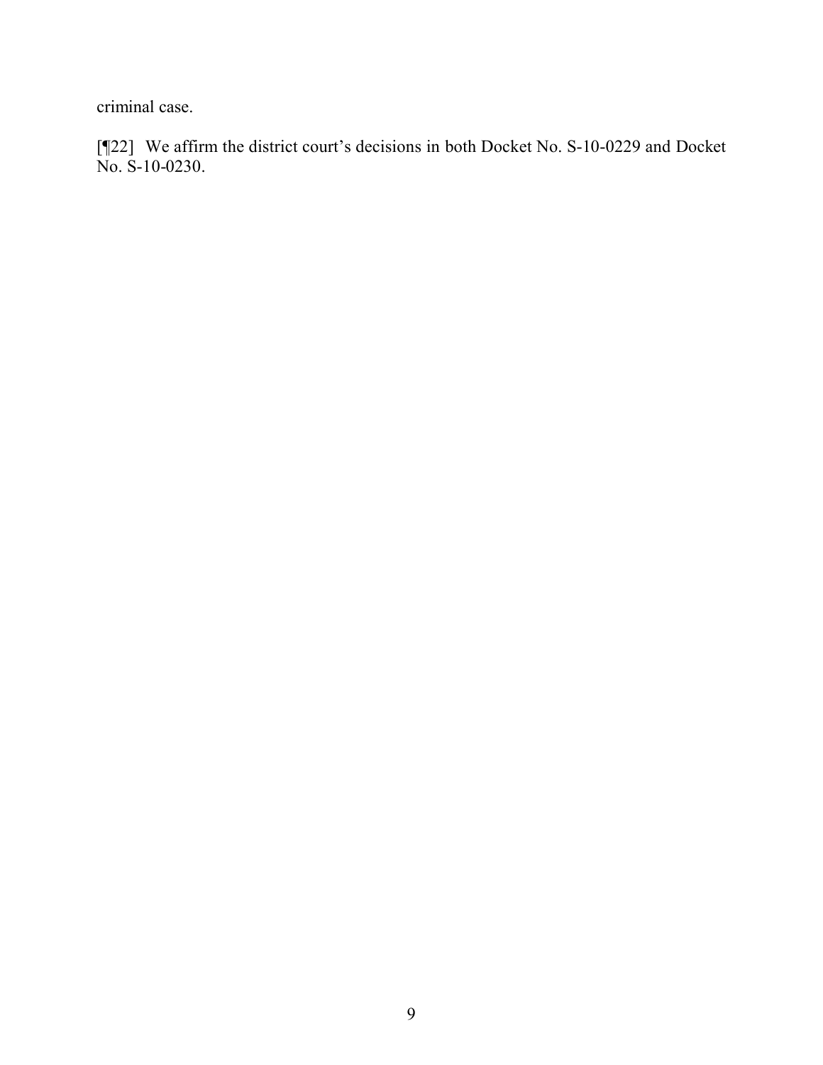criminal case.

[¶22] We affirm the district court's decisions in both Docket No. S-10-0229 and Docket No. S-10-0230.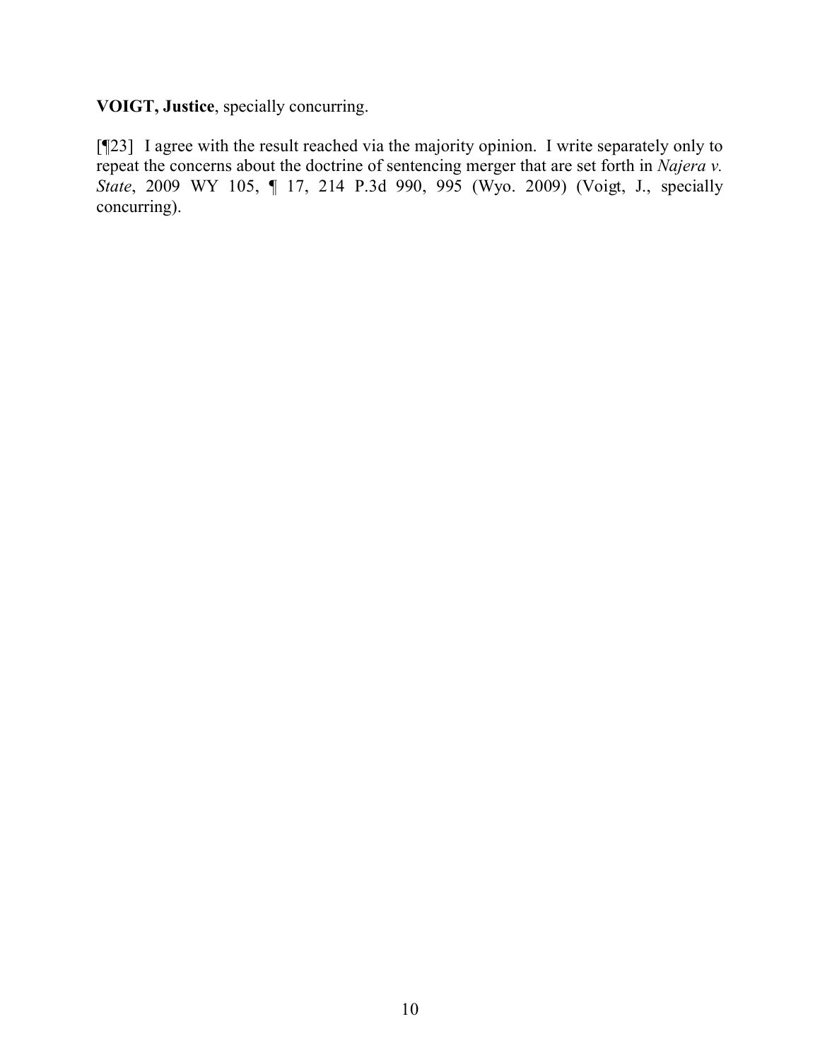**VOIGT, Justice**, specially concurring.

[¶23] I agree with the result reached via the majority opinion. I write separately only to repeat the concerns about the doctrine of sentencing merger that are set forth in *Najera v. State*, 2009 WY 105, ¶ 17, 214 P.3d 990, 995 (Wyo. 2009) (Voigt, J., specially concurring).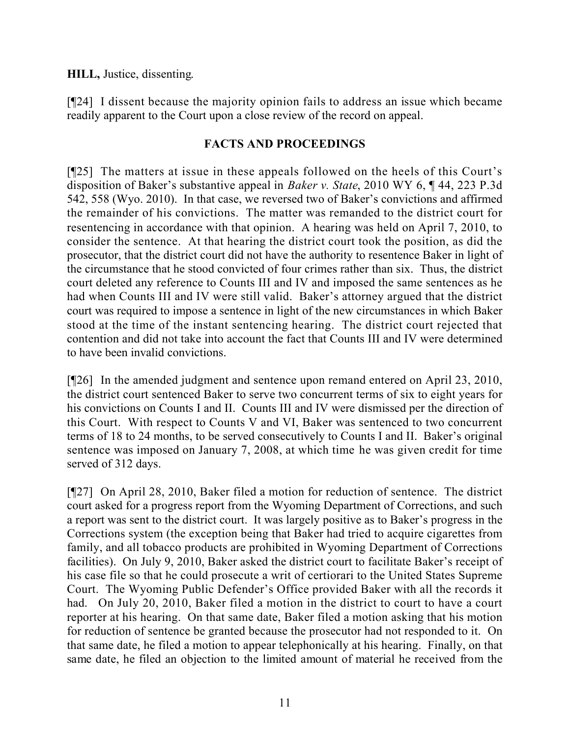**HILL,** Justice, dissenting.

[¶24] I dissent because the majority opinion fails to address an issue which became readily apparent to the Court upon a close review of the record on appeal.

## FACTS AND PROCEEDINGS

[¶25] The matters at issue in these appeals followed on the heels of this Court's disposition of Baker's substantive appeal in *Baker v. State*, 2010 WY 6, ¶ 44, 223 P.3d 542, 558 (Wyo. 2010). In that case, we reversed two of Baker's convictions and affirmed the remainder of his convictions. The matter was remanded to the district court for resentencing in accordance with that opinion. A hearing was held on April 7, 2010, to consider the sentence. At that hearing the district court took the position, as did the prosecutor, that the district court did not have the authority to resentence Baker in light of the circumstance that he stood convicted of four crimes rather than six. Thus, the district court deleted any reference to Counts III and IV and imposed the same sentences as he had when Counts III and IV were still valid. Baker's attorney argued that the district court was required to impose a sentence in light of the new circumstances in which Baker stood at the time of the instant sentencing hearing. The district court rejected that contention and did not take into account the fact that Counts III and IV were determined to have been invalid convictions.

[¶26] In the amended judgment and sentence upon remand entered on April 23, 2010, the district court sentenced Baker to serve two concurrent terms of six to eight years for his convictions on Counts I and II. Counts III and IV were dismissed per the direction of this Court. With respect to Counts V and VI, Baker was sentenced to two concurrent terms of 18 to 24 months, to be served consecutively to Counts I and II. Baker's original sentence was imposed on January 7, 2008, at which time he was given credit for time served of 312 days.

[¶27] On April 28, 2010, Baker filed a motion for reduction of sentence. The district court asked for a progress report from the Wyoming Department of Corrections, and such a report was sent to the district court. It was largely positive as to Baker's progress in the Corrections system (the exception being that Baker had tried to acquire cigarettes from family, and all tobacco products are prohibited in Wyoming Department of Corrections facilities). On July 9, 2010, Baker asked the district court to facilitate Baker's receipt of his case file so that he could prosecute a writ of certiorari to the United States Supreme Court. The Wyoming Public Defender's Office provided Baker with all the records it had. On July 20, 2010, Baker filed a motion in the district to court to have a court reporter at his hearing. On that same date, Baker filed a motion asking that his motion for reduction of sentence be granted because the prosecutor had not responded to it. On that same date, he filed a motion to appear telephonically at his hearing. Finally, on that same date, he filed an objection to the limited amount of material he received from the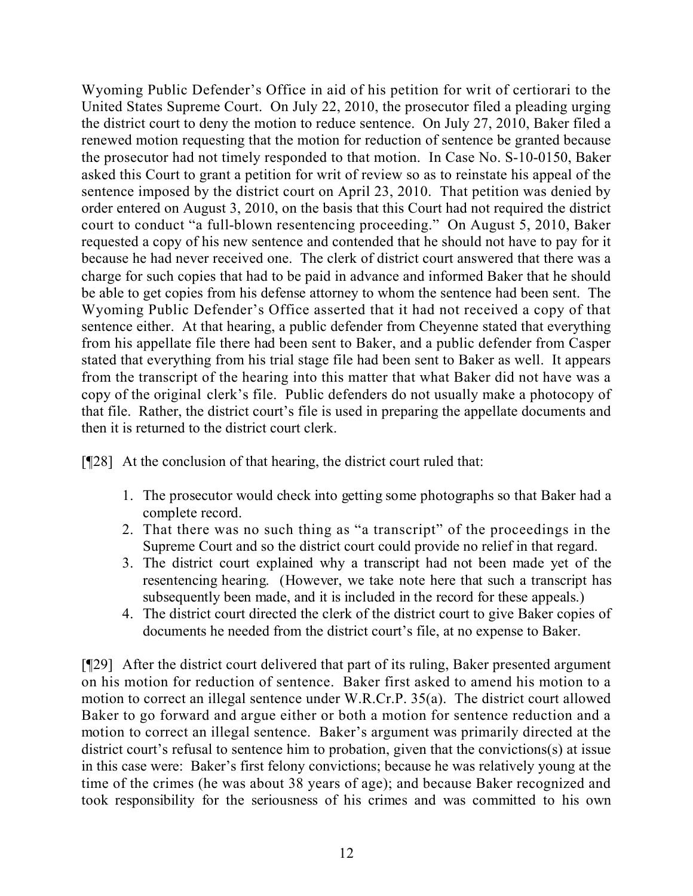Wyoming Public Defender's Office in aid of his petition for writ of certiorari to the United States Supreme Court. On July 22, 2010, the prosecutor filed a pleading urging the district court to deny the motion to reduce sentence. On July 27, 2010, Baker filed a renewed motion requesting that the motion for reduction of sentence be granted because the prosecutor had not timely responded to that motion. In Case No. S-10-0150, Baker asked this Court to grant a petition for writ of review so as to reinstate his appeal of the sentence imposed by the district court on April 23, 2010. That petition was denied by order entered on August 3, 2010, on the basis that this Court had not required the district court to conduct "a full-blown resentencing proceeding." On August 5, 2010, Baker requested a copy of his new sentence and contended that he should not have to pay for it because he had never received one. The clerk of district court answered that there was a charge for such copies that had to be paid in advance and informed Baker that he should be able to get copies from his defense attorney to whom the sentence had been sent. The Wyoming Public Defender's Office asserted that it had not received a copy of that sentence either. At that hearing, a public defender from Cheyenne stated that everything from his appellate file there had been sent to Baker, and a public defender from Casper stated that everything from his trial stage file had been sent to Baker as well. It appears from the transcript of the hearing into this matter that what Baker did not have was a copy of the original clerk's file. Public defenders do not usually make a photocopy of that file. Rather, the district court's file is used in preparing the appellate documents and then it is returned to the district court clerk.

[¶28] At the conclusion of that hearing, the district court ruled that:

1. The prosecutor would check into getting some photographs so that Baker had a complete record.
2. That there was no such thing as "a transcript" of the proceedings in the Supreme Court and so the district court could provide no relief in that regard.
3. The district court explained why a transcript had not been made yet of the resentencing hearing. (However, we take note here that such a transcript has subsequently been made, and it is included in the record for these appeals.)
4. The district court directed the clerk of the district court to give Baker copies of documents he needed from the district court's file, at no expense to Baker.

[¶29] After the district court delivered that part of its ruling, Baker presented argument on his motion for reduction of sentence. Baker first asked to amend his motion to a motion to correct an illegal sentence under W.R.Cr.P. 35(a). The district court allowed Baker to go forward and argue either or both a motion for sentence reduction and a motion to correct an illegal sentence. Baker's argument was primarily directed at the district court's refusal to sentence him to probation, given that the convictions(s) at issue in this case were: Baker's first felony convictions; because he was relatively young at the time of the crimes (he was about 38 years of age); and because Baker recognized and took responsibility for the seriousness of his crimes and was committed to his own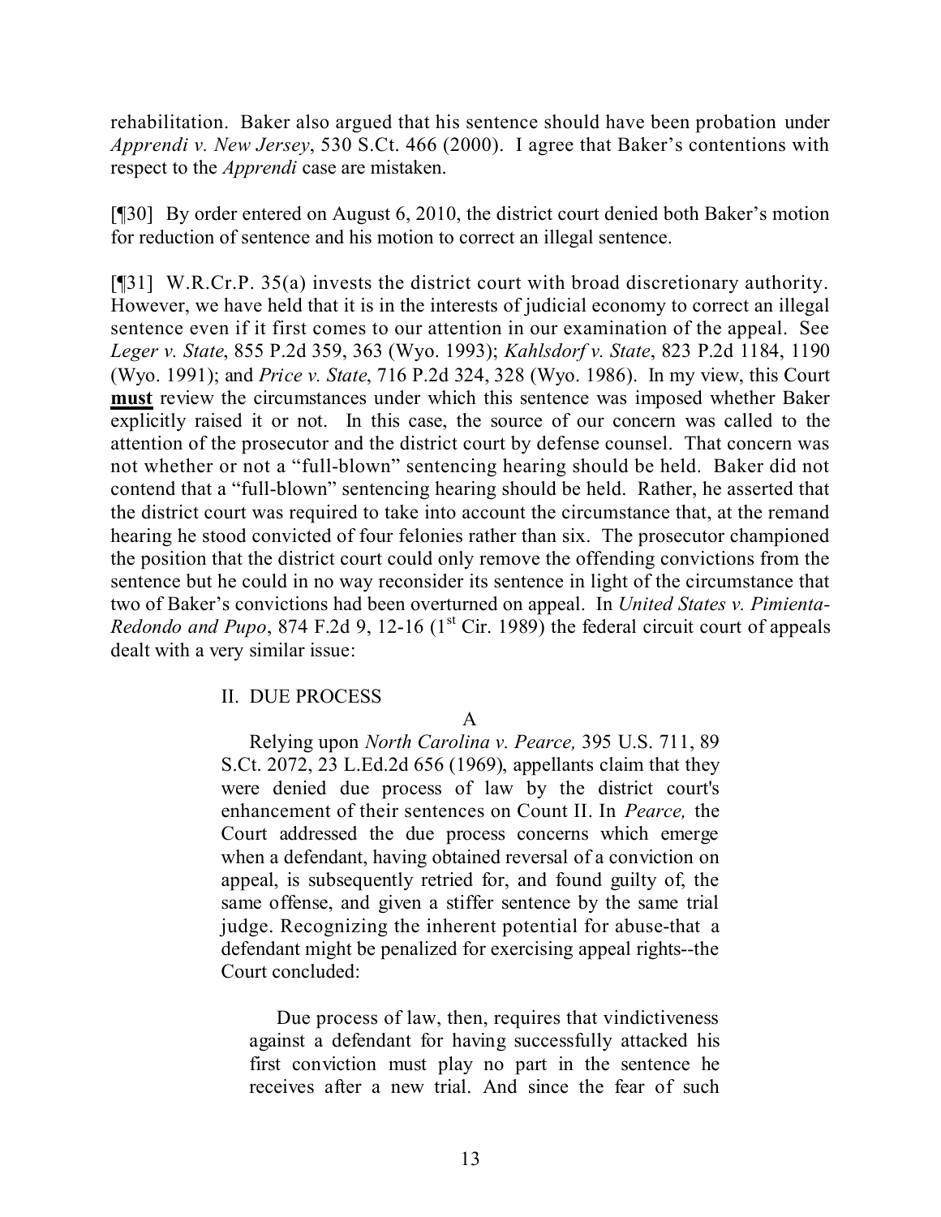rehabilitation. Baker also argued that his sentence should have been probation under *Apprendi v. New Jersey*, 530 S.Ct. 466 (2000). I agree that Baker's contentions with respect to the *Apprendi* case are mistaken.

[¶30] By order entered on August 6, 2010, the district court denied both Baker's motion for reduction of sentence and his motion to correct an illegal sentence.

[¶31] W.R.Cr.P. 35(a) invests the district court with broad discretionary authority. However, we have held that it is in the interests of judicial economy to correct an illegal sentence even if it first comes to our attention in our examination of the appeal. See *Leger v. State*, 855 P.2d 359, 363 (Wyo. 1993); *Kahlsdorf v. State*, 823 P.2d 1184, 1190 (Wyo. 1991); and *Price v. State*, 716 P.2d 324, 328 (Wyo. 1986). In my view, this Court **must** review the circumstances under which this sentence was imposed whether Baker explicitly raised it or not. In this case, the source of our concern was called to the attention of the prosecutor and the district court by defense counsel. That concern was not whether or not a "full-blown" sentencing hearing should be held. Baker did not contend that a "full-blown" sentencing hearing should be held. Rather, he asserted that the district court was required to take into account the circumstance that, at the remand hearing he stood convicted of four felonies rather than six. The prosecutor championed the position that the district court could only remove the offending convictions from the sentence but he could in no way reconsider its sentence in light of the circumstance that two of Baker's convictions had been overturned on appeal. In *United States v. Pimienta-Redondo and Pupo*, 874 F.2d 9, 12-16 (1st Cir. 1989) the federal circuit court of appeals dealt with a very similar issue:

> II. DUE PROCESS
>
> A
>
> Relying upon *North Carolina v. Pearce,* 395 U.S. 711, 89 S.Ct. 2072, 23 L.Ed.2d 656 (1969), appellants claim that they were denied due process of law by the district court's enhancement of their sentences on Count II. In *Pearce,* the Court addressed the due process concerns which emerge when a defendant, having obtained reversal of a conviction on appeal, is subsequently retried for, and found guilty of, the same offense, and given a stiffer sentence by the same trial judge. Recognizing the inherent potential for abuse-that a defendant might be penalized for exercising appeal rights--the Court concluded:
>
>> Due process of law, then, requires that vindictiveness against a defendant for having successfully attacked his first conviction must play no part in the sentence he receives after a new trial. And since the fear of such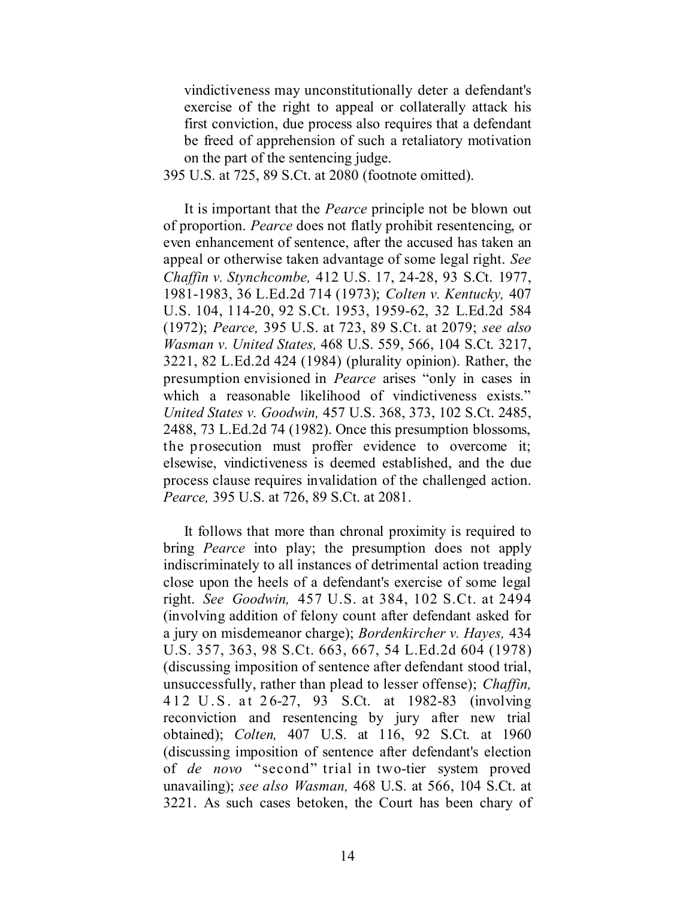> vindictiveness may unconstitutionally deter a defendant's exercise of the right to appeal or collaterally attack his first conviction, due process also requires that a defendant be freed of apprehension of such a retaliatory motivation on the part of the sentencing judge.

395 U.S. at 725, 89 S.Ct. at 2080 (footnote omitted).

It is important that the *Pearce* principle not be blown out of proportion. *Pearce* does not flatly prohibit resentencing, or even enhancement of sentence, after the accused has taken an appeal or otherwise taken advantage of some legal right. *See Chaffin v. Stynchcombe,* 412 U.S. 17, 24-28, 93 S.Ct. 1977, 1981-1983, 36 L.Ed.2d 714 (1973); *Colten v. Kentucky,* 407 U.S. 104, 114-20, 92 S.Ct. 1953, 1959-62, 32 L.Ed.2d 584 (1972); *Pearce,* 395 U.S. at 723, 89 S.Ct. at 2079; *see also Wasman v. United States,* 468 U.S. 559, 566, 104 S.Ct. 3217, 3221, 82 L.Ed.2d 424 (1984) (plurality opinion). Rather, the presumption envisioned in *Pearce* arises "only in cases in which a reasonable likelihood of vindictiveness exists." *United States v. Goodwin,* 457 U.S. 368, 373, 102 S.Ct. 2485, 2488, 73 L.Ed.2d 74 (1982). Once this presumption blossoms, the prosecution must proffer evidence to overcome it; elsewise, vindictiveness is deemed established, and the due process clause requires invalidation of the challenged action. *Pearce,* 395 U.S. at 726, 89 S.Ct. at 2081.

It follows that more than chronal proximity is required to bring *Pearce* into play; the presumption does not apply indiscriminately to all instances of detrimental action treading close upon the heels of a defendant's exercise of some legal right. *See Goodwin,* 457 U.S. at 384, 102 S.Ct. at 2494 (involving addition of felony count after defendant asked for a jury on misdemeanor charge); *Bordenkircher v. Hayes,* 434 U.S. 357, 363, 98 S.Ct. 663, 667, 54 L.Ed.2d 604 (1978) (discussing imposition of sentence after defendant stood trial, unsuccessfully, rather than plead to lesser offense); *Chaffin,* 412 U.S. at 26-27, 93 S.Ct. at 1982-83 (involving reconviction and resentencing by jury after new trial obtained); *Colten,* 407 U.S. at 116, 92 S.Ct. at 1960 (discussing imposition of sentence after defendant's election of *de novo* "second" trial in two-tier system proved unavailing); *see also Wasman,* 468 U.S. at 566, 104 S.Ct. at 3221. As such cases betoken, the Court has been chary of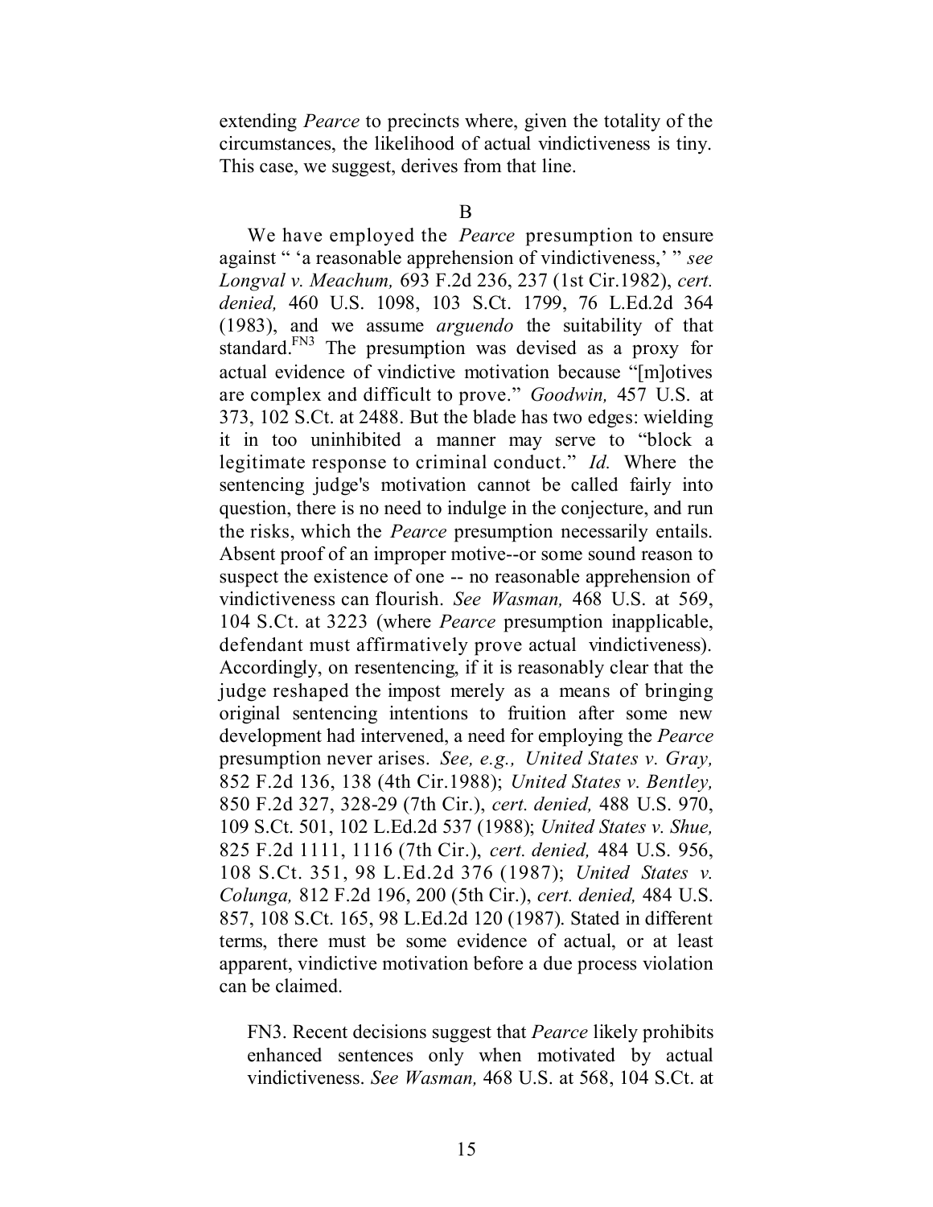extending *Pearce* to precincts where, given the totality of the circumstances, the likelihood of actual vindictiveness is tiny. This case, we suggest, derives from that line.

B

We have employed the *Pearce* presumption to ensure against " 'a reasonable apprehension of vindictiveness,' " *see Longval v. Meachum,* 693 F.2d 236, 237 (1st Cir.1982), *cert. denied,* 460 U.S. 1098, 103 S.Ct. 1799, 76 L.Ed.2d 364 (1983), and we assume *arguendo* the suitability of that standard.[FN3] The presumption was devised as a proxy for actual evidence of vindictive motivation because "[m]otives are complex and difficult to prove." *Goodwin,* 457 U.S. at 373, 102 S.Ct. at 2488. But the blade has two edges: wielding it in too uninhibited a manner may serve to "block a legitimate response to criminal conduct." *Id.* Where the sentencing judge's motivation cannot be called fairly into question, there is no need to indulge in the conjecture, and run the risks, which the *Pearce* presumption necessarily entails. Absent proof of an improper motive--or some sound reason to suspect the existence of one -- no reasonable apprehension of vindictiveness can flourish. *See Wasman,* 468 U.S. at 569, 104 S.Ct. at 3223 (where *Pearce* presumption inapplicable, defendant must affirmatively prove actual vindictiveness). Accordingly, on resentencing, if it is reasonably clear that the judge reshaped the impost merely as a means of bringing original sentencing intentions to fruition after some new development had intervened, a need for employing the *Pearce* presumption never arises. *See, e.g., United States v. Gray,* 852 F.2d 136, 138 (4th Cir.1988); *United States v. Bentley,* 850 F.2d 327, 328-29 (7th Cir.), *cert. denied,* 488 U.S. 970, 109 S.Ct. 501, 102 L.Ed.2d 537 (1988); *United States v. Shue,* 825 F.2d 1111, 1116 (7th Cir.), *cert. denied,* 484 U.S. 956, 108 S.Ct. 351, 98 L.Ed.2d 376 (1987); *United States v. Colunga,* 812 F.2d 196, 200 (5th Cir.), *cert. denied,* 484 U.S. 857, 108 S.Ct. 165, 98 L.Ed.2d 120 (1987). Stated in different terms, there must be some evidence of actual, or at least apparent, vindictive motivation before a due process violation can be claimed.

FN3. Recent decisions suggest that *Pearce* likely prohibits enhanced sentences only when motivated by actual vindictiveness. *See Wasman,* 468 U.S. at 568, 104 S.Ct. at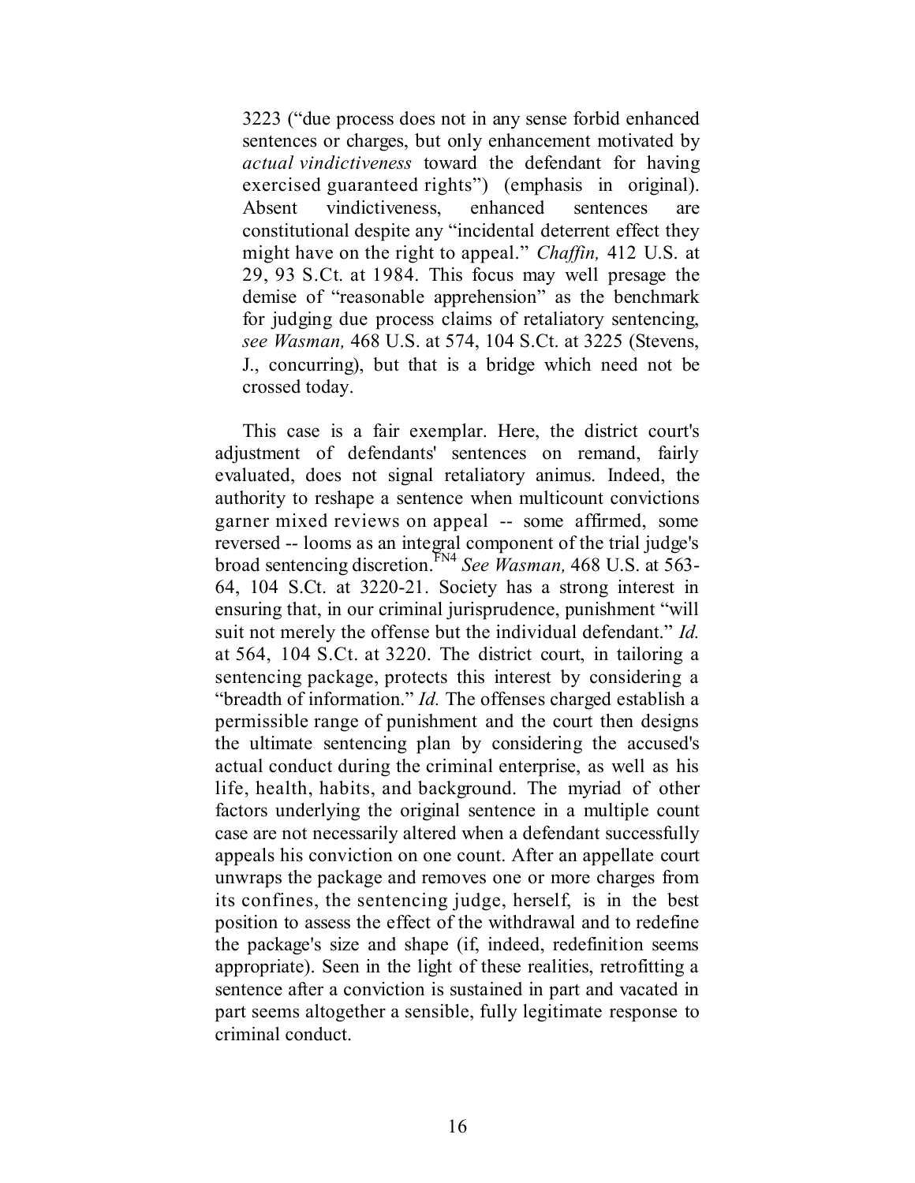3223 ("due process does not in any sense forbid enhanced sentences or charges, but only enhancement motivated by *actual vindictiveness* toward the defendant for having exercised guaranteed rights") (emphasis in original). Absent vindictiveness, enhanced sentences are constitutional despite any "incidental deterrent effect they might have on the right to appeal." *Chaffin,* 412 U.S. at 29, 93 S.Ct. at 1984. This focus may well presage the demise of "reasonable apprehension" as the benchmark for judging due process claims of retaliatory sentencing, *see Wasman,* 468 U.S. at 574, 104 S.Ct. at 3225 (Stevens, J., concurring), but that is a bridge which need not be crossed today.

This case is a fair exemplar. Here, the district court's adjustment of defendants' sentences on remand, fairly evaluated, does not signal retaliatory animus. Indeed, the authority to reshape a sentence when multicount convictions garner mixed reviews on appeal -- some affirmed, some reversed -- looms as an integral component of the trial judge's broad sentencing discretion.[FN4] *See Wasman,* 468 U.S. at 563-64, 104 S.Ct. at 3220-21. Society has a strong interest in ensuring that, in our criminal jurisprudence, punishment "will suit not merely the offense but the individual defendant." *Id.* at 564, 104 S.Ct. at 3220. The district court, in tailoring a sentencing package, protects this interest by considering a "breadth of information." *Id.* The offenses charged establish a permissible range of punishment and the court then designs the ultimate sentencing plan by considering the accused's actual conduct during the criminal enterprise, as well as his life, health, habits, and background. The myriad of other factors underlying the original sentence in a multiple count case are not necessarily altered when a defendant successfully appeals his conviction on one count. After an appellate court unwraps the package and removes one or more charges from its confines, the sentencing judge, herself, is in the best position to assess the effect of the withdrawal and to redefine the package's size and shape (if, indeed, redefinition seems appropriate). Seen in the light of these realities, retrofitting a sentence after a conviction is sustained in part and vacated in part seems altogether a sensible, fully legitimate response to criminal conduct.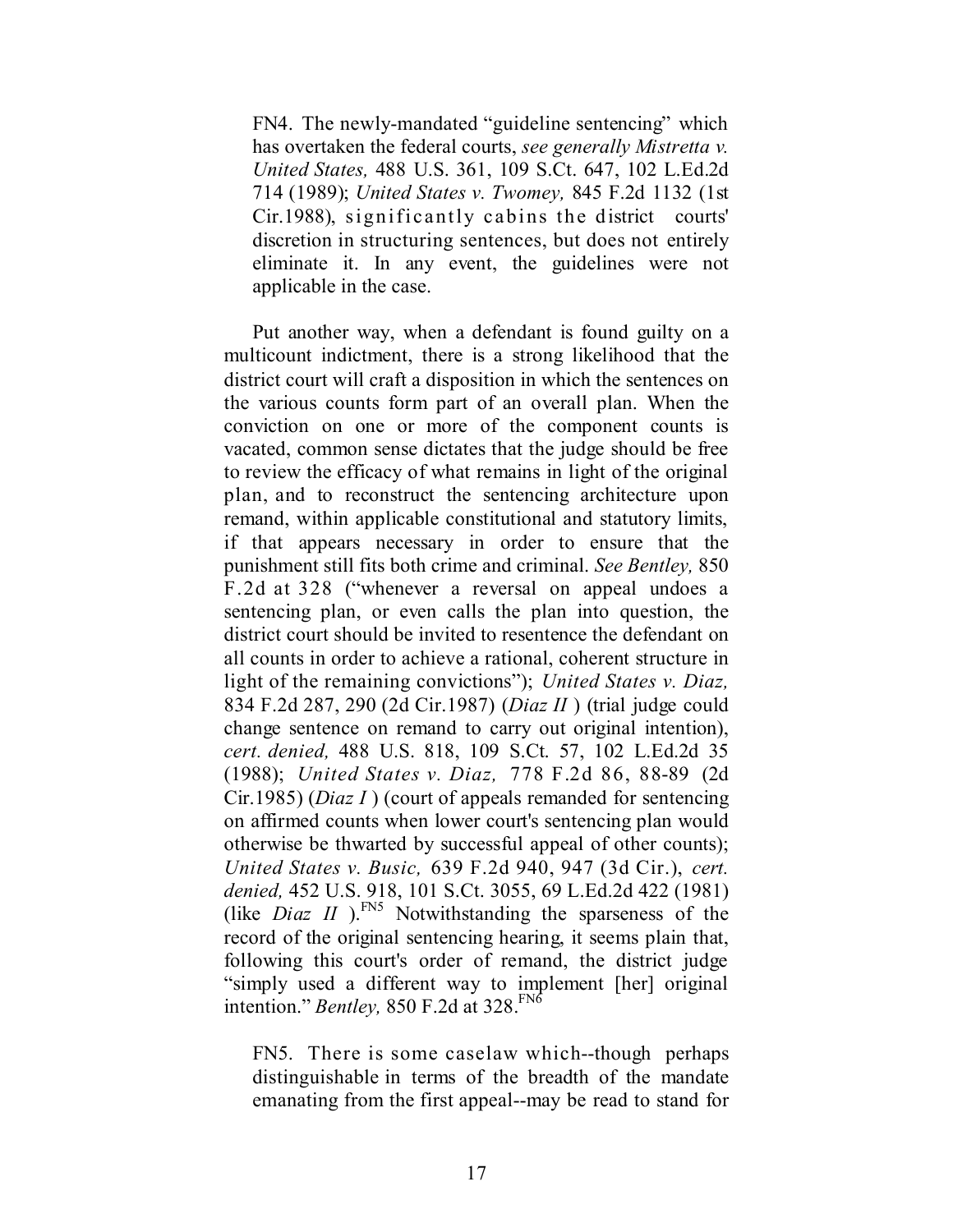FN4. The newly-mandated "guideline sentencing" which has overtaken the federal courts, *see generally Mistretta v. United States,* 488 U.S. 361, 109 S.Ct. 647, 102 L.Ed.2d 714 (1989); *United States v. Twomey,* 845 F.2d 1132 (1st Cir.1988), significantly cabins the district courts' discretion in structuring sentences, but does not entirely eliminate it. In any event, the guidelines were not applicable in the case.

Put another way, when a defendant is found guilty on a multicount indictment, there is a strong likelihood that the district court will craft a disposition in which the sentences on the various counts form part of an overall plan. When the conviction on one or more of the component counts is vacated, common sense dictates that the judge should be free to review the efficacy of what remains in light of the original plan, and to reconstruct the sentencing architecture upon remand, within applicable constitutional and statutory limits, if that appears necessary in order to ensure that the punishment still fits both crime and criminal. *See Bentley,* 850 F.2d at 328 ("whenever a reversal on appeal undoes a sentencing plan, or even calls the plan into question, the district court should be invited to resentence the defendant on all counts in order to achieve a rational, coherent structure in light of the remaining convictions"); *United States v. Diaz,* 834 F.2d 287, 290 (2d Cir.1987) (*Diaz II* ) (trial judge could change sentence on remand to carry out original intention), *cert. denied,* 488 U.S. 818, 109 S.Ct. 57, 102 L.Ed.2d 35 (1988); *United States v. Diaz,* 778 F.2d 86, 88-89 (2d Cir.1985) (*Diaz I* ) (court of appeals remanded for sentencing on affirmed counts when lower court's sentencing plan would otherwise be thwarted by successful appeal of other counts); *United States v. Busic,* 639 F.2d 940, 947 (3d Cir.), *cert. denied,* 452 U.S. 918, 101 S.Ct. 3055, 69 L.Ed.2d 422 (1981) (like *Diaz II* ).[FN5] Notwithstanding the sparseness of the record of the original sentencing hearing, it seems plain that, following this court's order of remand, the district judge "simply used a different way to implement [her] original intention." *Bentley,* 850 F.2d at 328.[FN6]

FN5. There is some caselaw which--though perhaps distinguishable in terms of the breadth of the mandate emanating from the first appeal--may be read to stand for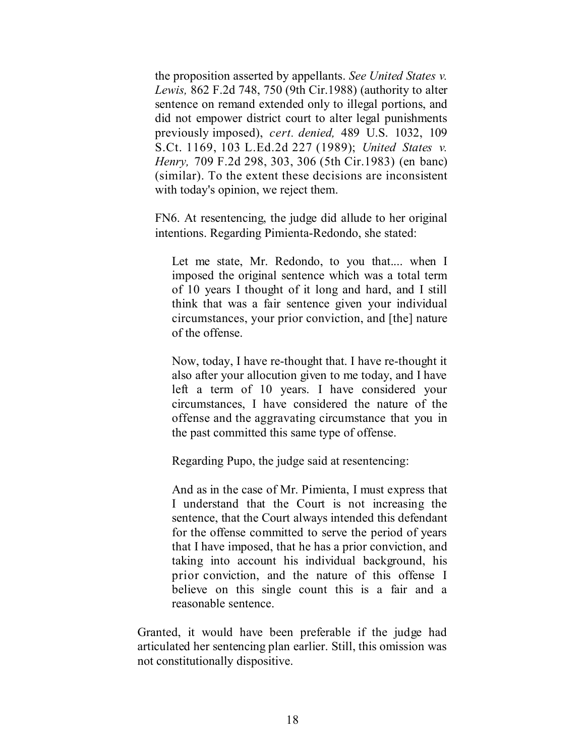the proposition asserted by appellants. *See United States v. Lewis,* 862 F.2d 748, 750 (9th Cir.1988) (authority to alter sentence on remand extended only to illegal portions, and did not empower district court to alter legal punishments previously imposed), *cert. denied,* 489 U.S. 1032, 109 S.Ct. 1169, 103 L.Ed.2d 227 (1989); *United States v. Henry,* 709 F.2d 298, 303, 306 (5th Cir.1983) (en banc) (similar). To the extent these decisions are inconsistent with today's opinion, we reject them.

FN6. At resentencing, the judge did allude to her original intentions. Regarding Pimienta-Redondo, she stated:

> Let me state, Mr. Redondo, to you that.... when I imposed the original sentence which was a total term of 10 years I thought of it long and hard, and I still think that was a fair sentence given your individual circumstances, your prior conviction, and [the] nature of the offense.
>
> Now, today, I have re-thought that. I have re-thought it also after your allocution given to me today, and I have left a term of 10 years. I have considered your circumstances, I have considered the nature of the offense and the aggravating circumstance that you in the past committed this same type of offense.

Regarding Pupo, the judge said at resentencing:

> And as in the case of Mr. Pimienta, I must express that I understand that the Court is not increasing the sentence, that the Court always intended this defendant for the offense committed to serve the period of years that I have imposed, that he has a prior conviction, and taking into account his individual background, his prior conviction, and the nature of this offense I believe on this single count this is a fair and a reasonable sentence.

Granted, it would have been preferable if the judge had articulated her sentencing plan earlier. Still, this omission was not constitutionally dispositive.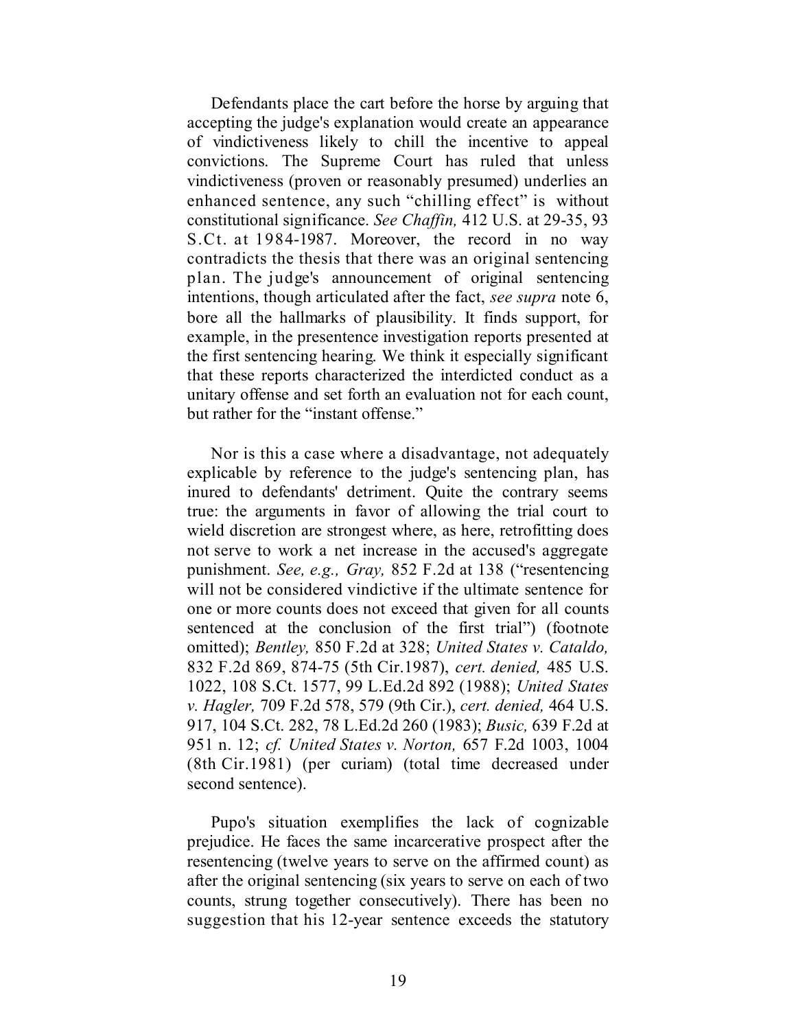Defendants place the cart before the horse by arguing that accepting the judge's explanation would create an appearance of vindictiveness likely to chill the incentive to appeal convictions. The Supreme Court has ruled that unless vindictiveness (proven or reasonably presumed) underlies an enhanced sentence, any such "chilling effect" is without constitutional significance. *See Chaffin,* 412 U.S. at 29-35, 93 S.Ct. at 1984-1987. Moreover, the record in no way contradicts the thesis that there was an original sentencing plan. The judge's announcement of original sentencing intentions, though articulated after the fact, *see supra* note 6, bore all the hallmarks of plausibility. It finds support, for example, in the presentence investigation reports presented at the first sentencing hearing. We think it especially significant that these reports characterized the interdicted conduct as a unitary offense and set forth an evaluation not for each count, but rather for the "instant offense."

Nor is this a case where a disadvantage, not adequately explicable by reference to the judge's sentencing plan, has inured to defendants' detriment. Quite the contrary seems true: the arguments in favor of allowing the trial court to wield discretion are strongest where, as here, retrofitting does not serve to work a net increase in the accused's aggregate punishment. *See, e.g., Gray,* 852 F.2d at 138 ("resentencing will not be considered vindictive if the ultimate sentence for one or more counts does not exceed that given for all counts sentenced at the conclusion of the first trial") (footnote omitted); *Bentley,* 850 F.2d at 328; *United States v. Cataldo,* 832 F.2d 869, 874-75 (5th Cir.1987), *cert. denied,* 485 U.S. 1022, 108 S.Ct. 1577, 99 L.Ed.2d 892 (1988); *United States v. Hagler,* 709 F.2d 578, 579 (9th Cir.), *cert. denied,* 464 U.S. 917, 104 S.Ct. 282, 78 L.Ed.2d 260 (1983); *Busic,* 639 F.2d at 951 n. 12; *cf. United States v. Norton,* 657 F.2d 1003, 1004 (8th Cir.1981) (per curiam) (total time decreased under second sentence).

Pupo's situation exemplifies the lack of cognizable prejudice. He faces the same incarcerative prospect after the resentencing (twelve years to serve on the affirmed count) as after the original sentencing (six years to serve on each of two counts, strung together consecutively). There has been no suggestion that his 12-year sentence exceeds the statutory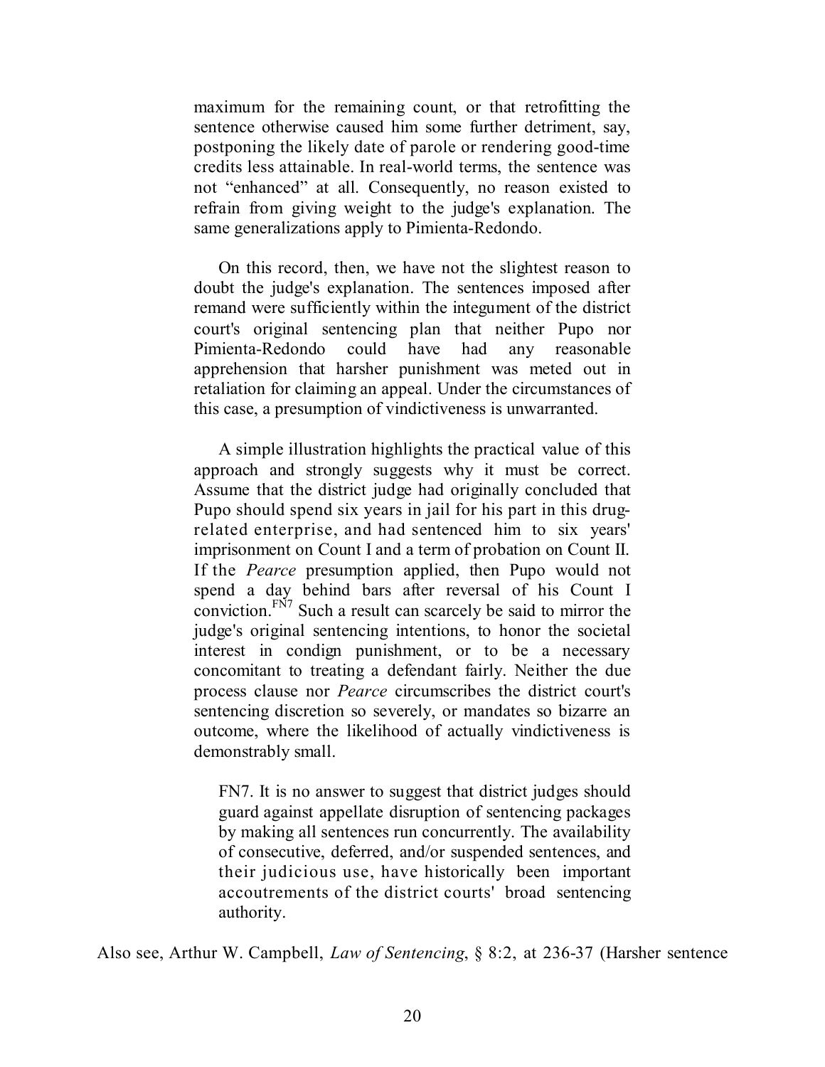> maximum for the remaining count, or that retrofitting the sentence otherwise caused him some further detriment, say, postponing the likely date of parole or rendering good-time credits less attainable. In real-world terms, the sentence was not "enhanced" at all. Consequently, no reason existed to refrain from giving weight to the judge's explanation. The same generalizations apply to Pimienta-Redondo.
>
> On this record, then, we have not the slightest reason to doubt the judge's explanation. The sentences imposed after remand were sufficiently within the integument of the district court's original sentencing plan that neither Pupo nor Pimienta-Redondo could have had any reasonable apprehension that harsher punishment was meted out in retaliation for claiming an appeal. Under the circumstances of this case, a presumption of vindictiveness is unwarranted.
>
> A simple illustration highlights the practical value of this approach and strongly suggests why it must be correct. Assume that the district judge had originally concluded that Pupo should spend six years in jail for his part in this drug-related enterprise, and had sentenced him to six years' imprisonment on Count I and a term of probation on Count II. If the *Pearce* presumption applied, then Pupo would not spend a day behind bars after reversal of his Count I conviction.[FN7] Such a result can scarcely be said to mirror the judge's original sentencing intentions, to honor the societal interest in condign punishment, or to be a necessary concomitant to treating a defendant fairly. Neither the due process clause nor *Pearce* circumscribes the district court's sentencing discretion so severely, or mandates so bizarre an outcome, where the likelihood of actually vindictiveness is demonstrably small.
>
> FN7. It is no answer to suggest that district judges should guard against appellate disruption of sentencing packages by making all sentences run concurrently. The availability of consecutive, deferred, and/or suspended sentences, and their judicious use, have historically been important accoutrements of the district courts' broad sentencing authority.

Also see, Arthur W. Campbell, *Law of Sentencing*, § 8:2, at 236-37 (Harsher sentence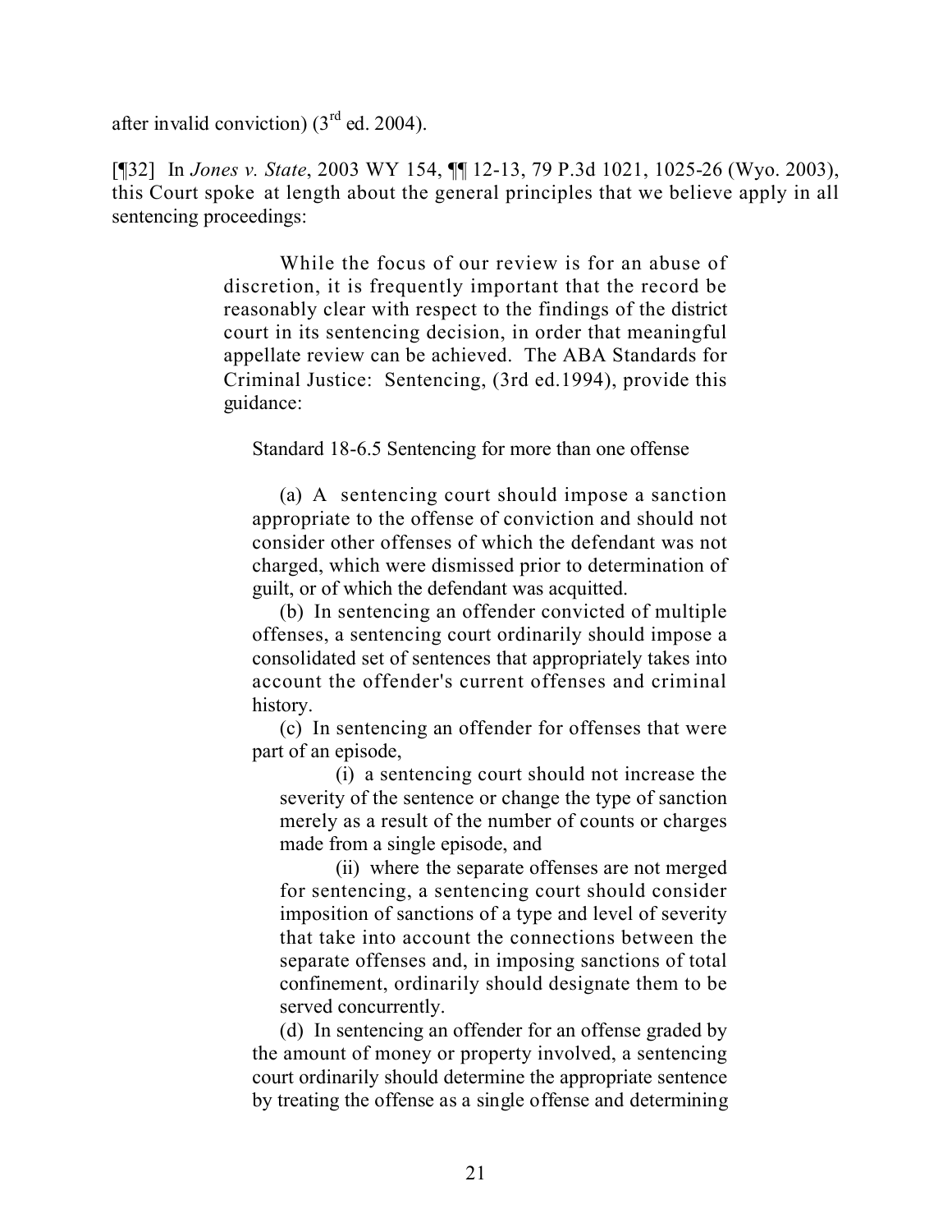after invalid conviction) (3rd ed. 2004).

[¶32] In *Jones v. State*, 2003 WY 154, ¶¶ 12-13, 79 P.3d 1021, 1025-26 (Wyo. 2003), this Court spoke at length about the general principles that we believe apply in all sentencing proceedings:

> While the focus of our review is for an abuse of discretion, it is frequently important that the record be reasonably clear with respect to the findings of the district court in its sentencing decision, in order that meaningful appellate review can be achieved. The ABA Standards for Criminal Justice: Sentencing, (3rd ed.1994), provide this guidance:
>
> Standard 18-6.5 Sentencing for more than one offense
>
> (a) A sentencing court should impose a sanction appropriate to the offense of conviction and should not consider other offenses of which the defendant was not charged, which were dismissed prior to determination of guilt, or of which the defendant was acquitted.
>
> (b) In sentencing an offender convicted of multiple offenses, a sentencing court ordinarily should impose a consolidated set of sentences that appropriately takes into account the offender's current offenses and criminal history.
>
> (c) In sentencing an offender for offenses that were part of an episode,
>
> (i) a sentencing court should not increase the severity of the sentence or change the type of sanction merely as a result of the number of counts or charges made from a single episode, and
>
> (ii) where the separate offenses are not merged for sentencing, a sentencing court should consider imposition of sanctions of a type and level of severity that take into account the connections between the separate offenses and, in imposing sanctions of total confinement, ordinarily should designate them to be served concurrently.
>
> (d) In sentencing an offender for an offense graded by the amount of money or property involved, a sentencing court ordinarily should determine the appropriate sentence by treating the offense as a single offense and determining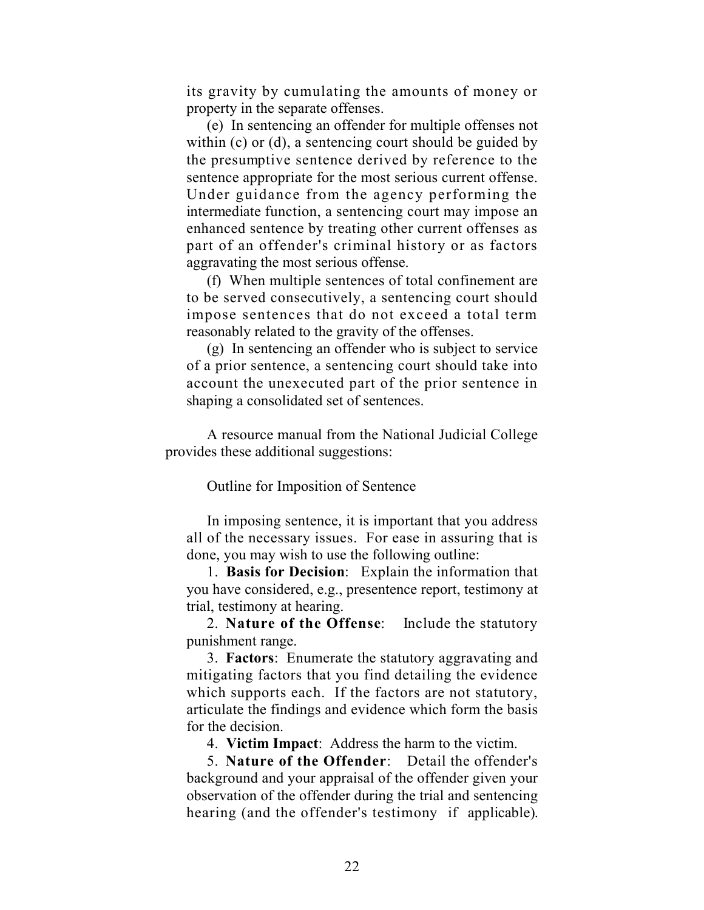its gravity by cumulating the amounts of money or property in the separate offenses.

(e) In sentencing an offender for multiple offenses not within (c) or (d), a sentencing court should be guided by the presumptive sentence derived by reference to the sentence appropriate for the most serious current offense. Under guidance from the agency performing the intermediate function, a sentencing court may impose an enhanced sentence by treating other current offenses as part of an offender's criminal history or as factors aggravating the most serious offense.

(f) When multiple sentences of total confinement are to be served consecutively, a sentencing court should impose sentences that do not exceed a total term reasonably related to the gravity of the offenses.

(g) In sentencing an offender who is subject to service of a prior sentence, a sentencing court should take into account the unexecuted part of the prior sentence in shaping a consolidated set of sentences.

A resource manual from the National Judicial College provides these additional suggestions:

Outline for Imposition of Sentence

In imposing sentence, it is important that you address all of the necessary issues. For ease in assuring that is done, you may wish to use the following outline:

1. **Basis for Decision**: Explain the information that you have considered, e.g., presentence report, testimony at trial, testimony at hearing.

2. **Nature of the Offense**: Include the statutory punishment range.

3. **Factors**: Enumerate the statutory aggravating and mitigating factors that you find detailing the evidence which supports each. If the factors are not statutory, articulate the findings and evidence which form the basis for the decision.

4. **Victim Impact**: Address the harm to the victim.

5. **Nature of the Offender**: Detail the offender's background and your appraisal of the offender given your observation of the offender during the trial and sentencing hearing (and the offender's testimony if applicable).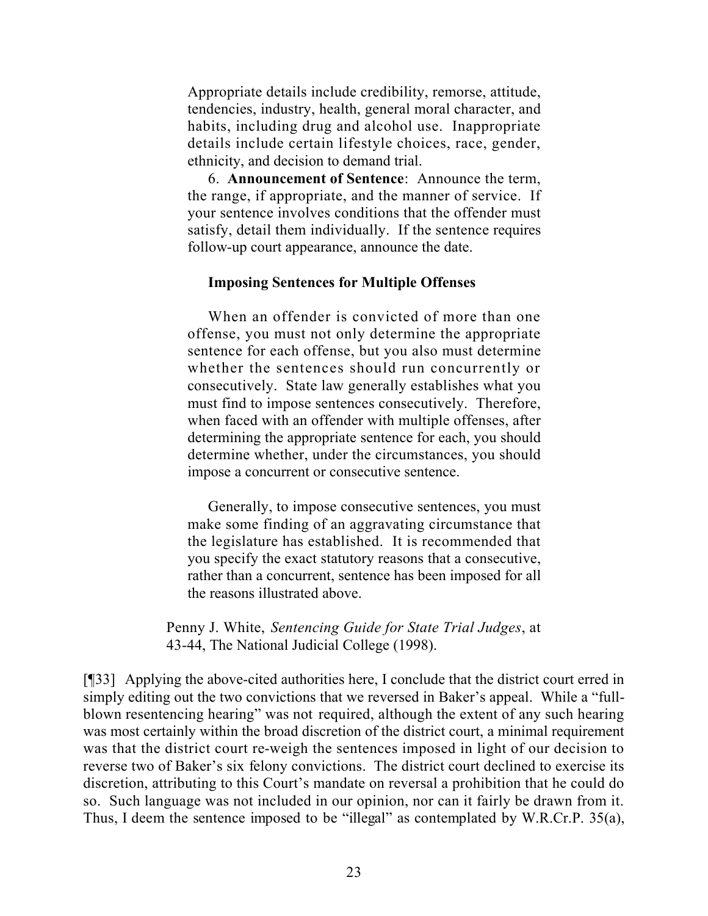> Appropriate details include credibility, remorse, attitude, tendencies, industry, health, general moral character, and habits, including drug and alcohol use. Inappropriate details include certain lifestyle choices, race, gender, ethnicity, and decision to demand trial.
>
> 6. **Announcement of Sentence**: Announce the term, the range, if appropriate, and the manner of service. If your sentence involves conditions that the offender must satisfy, detail them individually. If the sentence requires follow-up court appearance, announce the date.
>
> **Imposing Sentences for Multiple Offenses**
>
> When an offender is convicted of more than one offense, you must not only determine the appropriate sentence for each offense, but you also must determine whether the sentences should run concurrently or consecutively. State law generally establishes what you must find to impose sentences consecutively. Therefore, when faced with an offender with multiple offenses, after determining the appropriate sentence for each, you should determine whether, under the circumstances, you should impose a concurrent or consecutive sentence.
>
> Generally, to impose consecutive sentences, you must make some finding of an aggravating circumstance that the legislature has established. It is recommended that you specify the exact statutory reasons that a consecutive, rather than a concurrent, sentence has been imposed for all the reasons illustrated above.
>
> Penny J. White, *Sentencing Guide for State Trial Judges*, at 43-44, The National Judicial College (1998).

[¶33] Applying the above-cited authorities here, I conclude that the district court erred in simply editing out the two convictions that we reversed in Baker's appeal. While a "full-blown resentencing hearing" was not required, although the extent of any such hearing was most certainly within the broad discretion of the district court, a minimal requirement was that the district court re-weigh the sentences imposed in light of our decision to reverse two of Baker's six felony convictions. The district court declined to exercise its discretion, attributing to this Court's mandate on reversal a prohibition that he could do so. Such language was not included in our opinion, nor can it fairly be drawn from it. Thus, I deem the sentence imposed to be "illegal" as contemplated by W.R.Cr.P. 35(a),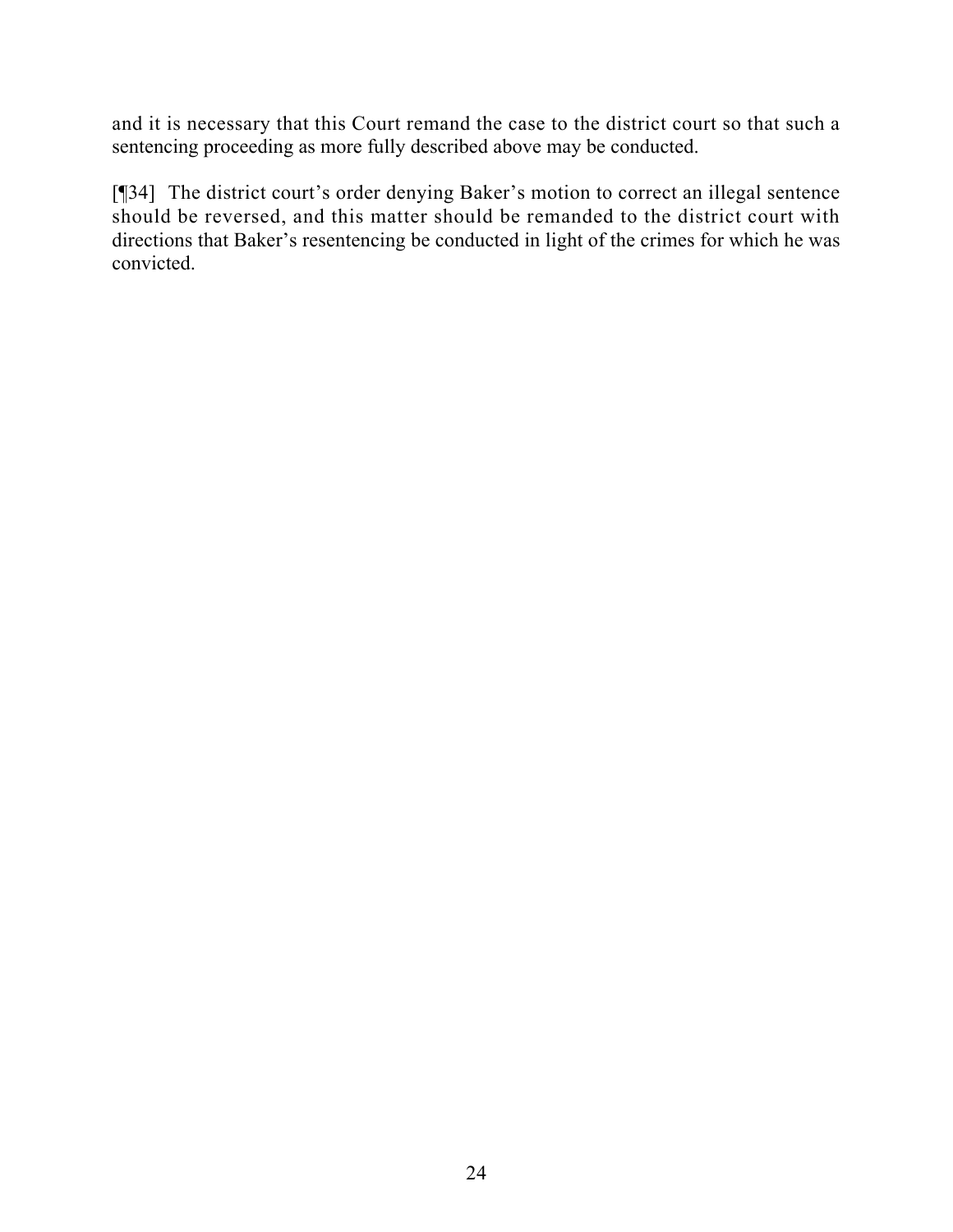and it is necessary that this Court remand the case to the district court so that such a sentencing proceeding as more fully described above may be conducted.

[¶34] The district court's order denying Baker's motion to correct an illegal sentence should be reversed, and this matter should be remanded to the district court with directions that Baker's resentencing be conducted in light of the crimes for which he was convicted.